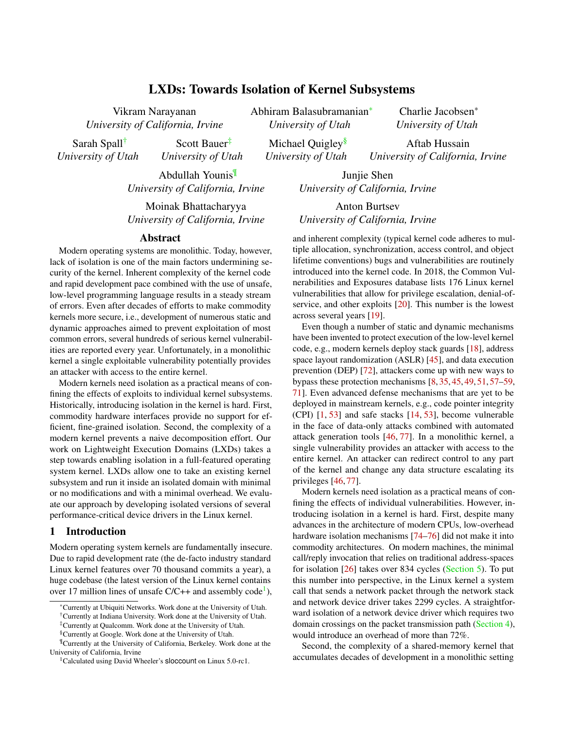# LXDs: Towards Isolation of Kernel Subsystems

Vikram Narayanan
*University of California, Irvine*

Abhiram Balasubramanian[*]
*University of Utah*

Charlie Jacobsen[*]
*University of Utah*

Sarah Spall[†]
*University of Utah*

Scott Bauer[‡]
*University of Utah*

Michael Quigley[§]
*University of Utah*

Aftab Hussain
*University of California, Irvine*

Abdullah Younis[¶]
*University of California, Irvine*

Junjie Shen
*University of California, Irvine*

Moinak Bhattacharyya
*University of California, Irvine*

Anton Burtsev
*University of California, Irvine*

## Abstract

Modern operating systems are monolithic. Today, however, lack of isolation is one of the main factors undermining security of the kernel. Inherent complexity of the kernel code and rapid development pace combined with the use of unsafe, low-level programming language results in a steady stream of errors. Even after decades of efforts to make commodity kernels more secure, i.e., development of numerous static and dynamic approaches aimed to prevent exploitation of most common errors, several hundreds of serious kernel vulnerabilities are reported every year. Unfortunately, in a monolithic kernel a single exploitable vulnerability potentially provides an attacker with access to the entire kernel.

Modern kernels need isolation as a practical means of confining the effects of exploits to individual kernel subsystems. Historically, introducing isolation in the kernel is hard. First, commodity hardware interfaces provide no support for efficient, fine-grained isolation. Second, the complexity of a modern kernel prevents a naive decomposition effort. Our work on Lightweight Execution Domains (LXDs) takes a step towards enabling isolation in a full-featured operating system kernel. LXDs allow one to take an existing kernel subsystem and run it inside an isolated domain with minimal or no modifications and with a minimal overhead. We evaluate our approach by developing isolated versions of several performance-critical device drivers in the Linux kernel.

## 1 Introduction

Modern operating system kernels are fundamentally insecure. Due to rapid development rate (the de-facto industry standard Linux kernel features over 70 thousand commits a year), a huge codebase (the latest version of the Linux kernel contains over 17 million lines of unsafe C/C++ and assembly code[1]), and inherent complexity (typical kernel code adheres to multiple allocation, synchronization, access control, and object lifetime conventions) bugs and vulnerabilities are routinely introduced into the kernel code. In 2018, the Common Vulnerabilities and Exposures database lists 176 Linux kernel vulnerabilities that allow for privilege escalation, denial-of-service, and other exploits [20]. This number is the lowest across several years [19].

Even though a number of static and dynamic mechanisms have been invented to protect execution of the low-level kernel code, e.g., modern kernels deploy stack guards [18], address space layout randomization (ASLR) [45], and data execution prevention (DEP) [72], attackers come up with new ways to bypass these protection mechanisms [8, 35, 45, 49, 51, 57–59, 71]. Even advanced defense mechanisms that are yet to be deployed in mainstream kernels, e.g., code pointer integrity (CPI) [1, 53] and safe stacks [14, 53], become vulnerable in the face of data-only attacks combined with automated attack generation tools [46, 77]. In a monolithic kernel, a single vulnerability provides an attacker with access to the entire kernel. An attacker can redirect control to any part of the kernel and change any data structure escalating its privileges [46, 77].

Modern kernels need isolation as a practical means of confining the effects of individual vulnerabilities. However, introducing isolation in a kernel is hard. First, despite many advances in the architecture of modern CPUs, low-overhead hardware isolation mechanisms [74–76] did not make it into commodity architectures. On modern machines, the minimal call/reply invocation that relies on traditional address-spaces for isolation [26] takes over 834 cycles (Section 5). To put this number into perspective, in the Linux kernel a system call that sends a network packet through the network stack and network device driver takes 2299 cycles. A straightforward isolation of a network device driver which requires two domain crossings on the packet transmission path (Section 4), would introduce an overhead of more than 72%.

Second, the complexity of a shared-memory kernel that accumulates decades of development in a monolithic setting

---

[*] Currently at Ubiquiti Networks. Work done at the University of Utah.
[†] Currently at Indiana University. Work done at the University of Utah.
[‡] Currently at Qualcomm. Work done at the University of Utah.
[§] Currently at Google. Work done at the University of Utah.
[¶] Currently at the University of California, Berkeley. Work done at the University of California, Irvine
[1] Calculated using David Wheeler's sloccount on Linux 5.0-rc1.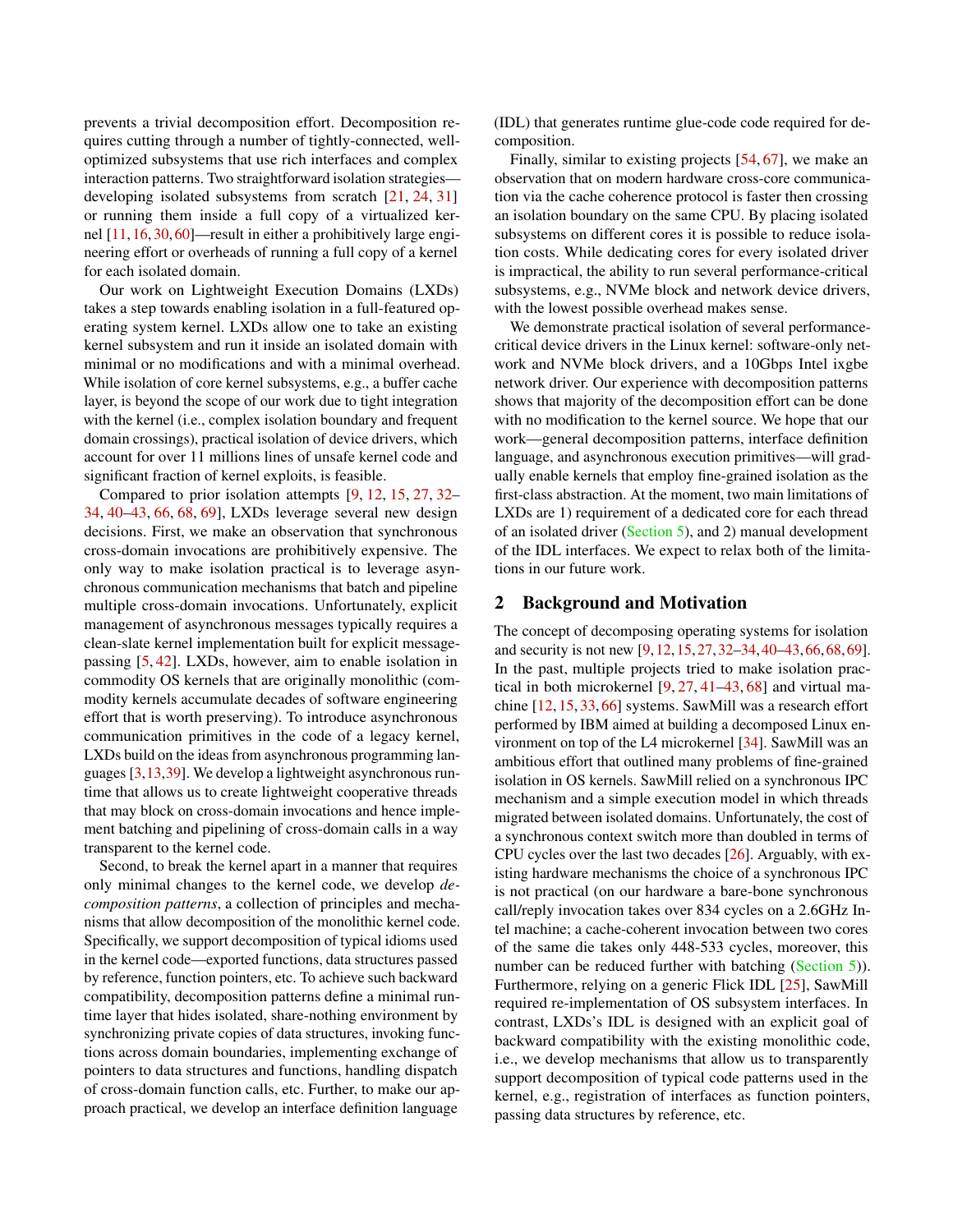prevents a trivial decomposition effort. Decomposition requires cutting through a number of tightly-connected, well-optimized subsystems that use rich interfaces and complex interaction patterns. Two straightforward isolation strategies—developing isolated subsystems from scratch [21, 24, 31] or running them inside a full copy of a virtualized kernel [11, 16, 30, 60]—result in either a prohibitively large engineering effort or overheads of running a full copy of a kernel for each isolated domain.

Our work on Lightweight Execution Domains (LXDs) takes a step towards enabling isolation in a full-featured operating system kernel. LXDs allow one to take an existing kernel subsystem and run it inside an isolated domain with minimal or no modifications and with a minimal overhead. While isolation of core kernel subsystems, e.g., a buffer cache layer, is beyond the scope of our work due to tight integration with the kernel (i.e., complex isolation boundary and frequent domain crossings), practical isolation of device drivers, which account for over 11 millions lines of unsafe kernel code and significant fraction of kernel exploits, is feasible.

Compared to prior isolation attempts [9, 12, 15, 27, 32–34, 40–43, 66, 68, 69], LXDs leverage several new design decisions. First, we make an observation that synchronous cross-domain invocations are prohibitively expensive. The only way to make isolation practical is to leverage asynchronous communication mechanisms that batch and pipeline multiple cross-domain invocations. Unfortunately, explicit management of asynchronous messages typically requires a clean-slate kernel implementation built for explicit message-passing [5, 42]. LXDs, however, aim to enable isolation in commodity OS kernels that are originally monolithic (commodity kernels accumulate decades of software engineering effort that is worth preserving). To introduce asynchronous communication primitives in the code of a legacy kernel, LXDs build on the ideas from asynchronous programming languages [3, 13, 39]. We develop a lightweight asynchronous runtime that allows us to create lightweight cooperative threads that may block on cross-domain invocations and hence implement batching and pipelining of cross-domain calls in a way transparent to the kernel code.

Second, to break the kernel apart in a manner that requires only minimal changes to the kernel code, we develop *decomposition patterns*, a collection of principles and mechanisms that allow decomposition of the monolithic kernel code. Specifically, we support decomposition of typical idioms used in the kernel code—exported functions, data structures passed by reference, function pointers, etc. To achieve such backward compatibility, decomposition patterns define a minimal runtime layer that hides isolated, share-nothing environment by synchronizing private copies of data structures, invoking functions across domain boundaries, implementing exchange of pointers to data structures and functions, handling dispatch of cross-domain function calls, etc. Further, to make our approach practical, we develop an interface definition language (IDL) that generates runtime glue-code code required for decomposition.

Finally, similar to existing projects [54, 67], we make an observation that on modern hardware cross-core communication via the cache coherence protocol is faster then crossing an isolation boundary on the same CPU. By placing isolated subsystems on different cores it is possible to reduce isolation costs. While dedicating cores for every isolated driver is impractical, the ability to run several performance-critical subsystems, e.g., NVMe block and network device drivers, with the lowest possible overhead makes sense.

We demonstrate practical isolation of several performance-critical device drivers in the Linux kernel: software-only network and NVMe block drivers, and a 10Gbps Intel ixgbe network driver. Our experience with decomposition patterns shows that majority of the decomposition effort can be done with no modification to the kernel source. We hope that our work—general decomposition patterns, interface definition language, and asynchronous execution primitives—will gradually enable kernels that employ fine-grained isolation as the first-class abstraction. At the moment, two main limitations of LXDs are 1) requirement of a dedicated core for each thread of an isolated driver (Section 5), and 2) manual development of the IDL interfaces. We expect to relax both of the limitations in our future work.

## 2 Background and Motivation

The concept of decomposing operating systems for isolation and security is not new [9, 12, 15, 27, 32–34, 40–43, 66, 68, 69]. In the past, multiple projects tried to make isolation practical in both microkernel [9, 27, 41–43, 68] and virtual machine [12, 15, 33, 66] systems. SawMill was a research effort performed by IBM aimed at building a decomposed Linux environment on top of the L4 microkernel [34]. SawMill was an ambitious effort that outlined many problems of fine-grained isolation in OS kernels. SawMill relied on a synchronous IPC mechanism and a simple execution model in which threads migrated between isolated domains. Unfortunately, the cost of a synchronous context switch more than doubled in terms of CPU cycles over the last two decades [26]. Arguably, with existing hardware mechanisms the choice of a synchronous IPC is not practical (on our hardware a bare-bone synchronous call/reply invocation takes over 834 cycles on a 2.6GHz Intel machine; a cache-coherent invocation between two cores of the same die takes only 448-533 cycles, moreover, this number can be reduced further with batching (Section 5)). Furthermore, relying on a generic Flick IDL [25], SawMill required re-implementation of OS subsystem interfaces. In contrast, LXDs's IDL is designed with an explicit goal of backward compatibility with the existing monolithic code, i.e., we develop mechanisms that allow us to transparently support decomposition of typical code patterns used in the kernel, e.g., registration of interfaces as function pointers, passing data structures by reference, etc.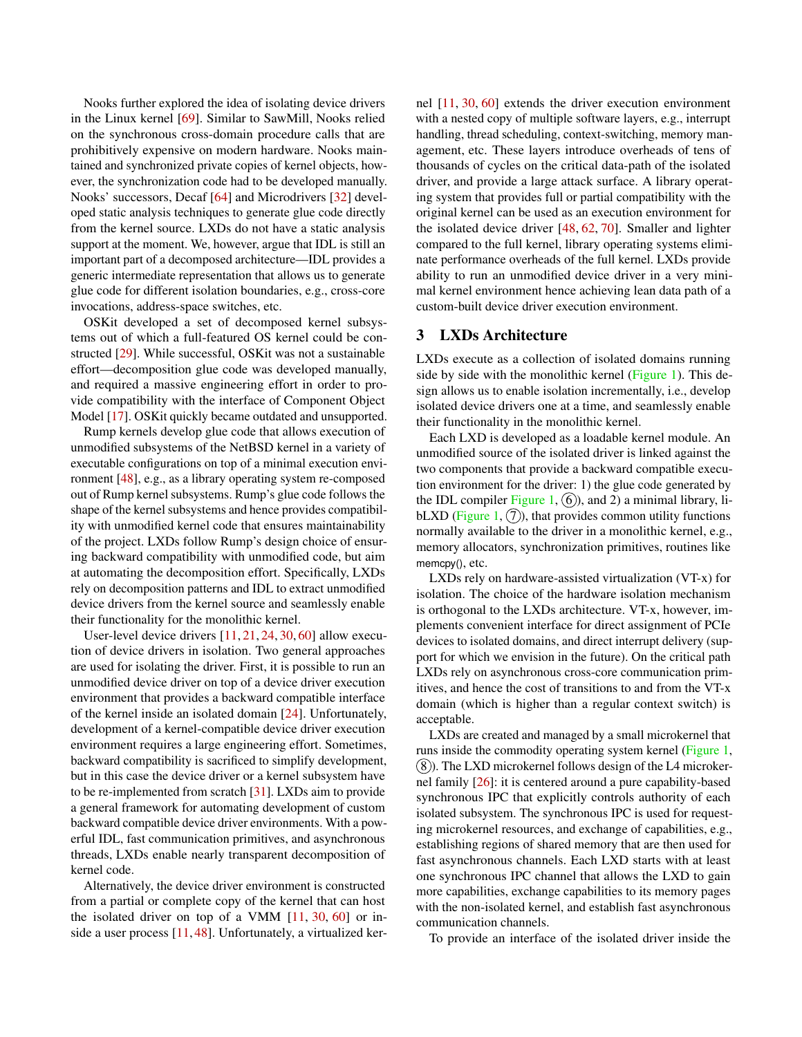Nooks further explored the idea of isolating device drivers in the Linux kernel [69]. Similar to SawMill, Nooks relied on the synchronous cross-domain procedure calls that are prohibitively expensive on modern hardware. Nooks maintained and synchronized private copies of kernel objects, however, the synchronization code had to be developed manually. Nooks' successors, Decaf [64] and Microdrivers [32] developed static analysis techniques to generate glue code directly from the kernel source. LXDs do not have a static analysis support at the moment. We, however, argue that IDL is still an important part of a decomposed architecture—IDL provides a generic intermediate representation that allows us to generate glue code for different isolation boundaries, e.g., cross-core invocations, address-space switches, etc.

OSKit developed a set of decomposed kernel subsystems out of which a full-featured OS kernel could be constructed [29]. While successful, OSKit was not a sustainable effort—decomposition glue code was developed manually, and required a massive engineering effort in order to provide compatibility with the interface of Component Object Model [17]. OSKit quickly became outdated and unsupported.

Rump kernels develop glue code that allows execution of unmodified subsystems of the NetBSD kernel in a variety of executable configurations on top of a minimal execution environment [48], e.g., as a library operating system re-composed out of Rump kernel subsystems. Rump's glue code follows the shape of the kernel subsystems and hence provides compatibility with unmodified kernel code that ensures maintainability of the project. LXDs follow Rump's design choice of ensuring backward compatibility with unmodified code, but aim at automating the decomposition effort. Specifically, LXDs rely on decomposition patterns and IDL to extract unmodified device drivers from the kernel source and seamlessly enable their functionality for the monolithic kernel.

User-level device drivers [11, 21, 24, 30, 60] allow execution of device drivers in isolation. Two general approaches are used for isolating the driver. First, it is possible to run an unmodified device driver on top of a device driver execution environment that provides a backward compatible interface of the kernel inside an isolated domain [24]. Unfortunately, development of a kernel-compatible device driver execution environment requires a large engineering effort. Sometimes, backward compatibility is sacrificed to simplify development, but in this case the device driver or a kernel subsystem have to be re-implemented from scratch [31]. LXDs aim to provide a general framework for automating development of custom backward compatible device driver environments. With a powerful IDL, fast communication primitives, and asynchronous threads, LXDs enable nearly transparent decomposition of kernel code.

Alternatively, the device driver environment is constructed from a partial or complete copy of the kernel that can host the isolated driver on top of a VMM [11, 30, 60] or inside a user process [11, 48]. Unfortunately, a virtualized kernel [11, 30, 60] extends the driver execution environment with a nested copy of multiple software layers, e.g., interrupt handling, thread scheduling, context-switching, memory management, etc. These layers introduce overheads of tens of thousands of cycles on the critical data-path of the isolated driver, and provide a large attack surface. A library operating system that provides full or partial compatibility with the original kernel can be used as an execution environment for the isolated device driver [48, 62, 70]. Smaller and lighter compared to the full kernel, library operating systems eliminate performance overheads of the full kernel. LXDs provide ability to run an unmodified device driver in a very minimal kernel environment hence achieving lean data path of a custom-built device driver execution environment.

## 3 LXDs Architecture

LXDs execute as a collection of isolated domains running side by side with the monolithic kernel (Figure 1). This design allows us to enable isolation incrementally, i.e., develop isolated device drivers one at a time, and seamlessly enable their functionality in the monolithic kernel.

Each LXD is developed as a loadable kernel module. An unmodified source of the isolated driver is linked against the two components that provide a backward compatible execution environment for the driver: 1) the glue code generated by the IDL compiler Figure 1, ⑥), and 2) a minimal library, libLXD (Figure 1, ⑦), that provides common utility functions normally available to the driver in a monolithic kernel, e.g., memory allocators, synchronization primitives, routines like memcpy(), etc.

LXDs rely on hardware-assisted virtualization (VT-x) for isolation. The choice of the hardware isolation mechanism is orthogonal to the LXDs architecture. VT-x, however, implements convenient interface for direct assignment of PCIe devices to isolated domains, and direct interrupt delivery (support for which we envision in the future). On the critical path LXDs rely on asynchronous cross-core communication primitives, and hence the cost of transitions to and from the VT-x domain (which is higher than a regular context switch) is acceptable.

LXDs are created and managed by a small microkernel that runs inside the commodity operating system kernel (Figure 1, ⑧). The LXD microkernel follows design of the L4 microkernel family [26]: it is centered around a pure capability-based synchronous IPC that explicitly controls authority of each isolated subsystem. The synchronous IPC is used for requesting microkernel resources, and exchange of capabilities, e.g., establishing regions of shared memory that are then used for fast asynchronous channels. Each LXD starts with at least one synchronous IPC channel that allows the LXD to gain more capabilities, exchange capabilities to its memory pages with the non-isolated kernel, and establish fast asynchronous communication channels.

To provide an interface of the isolated driver inside the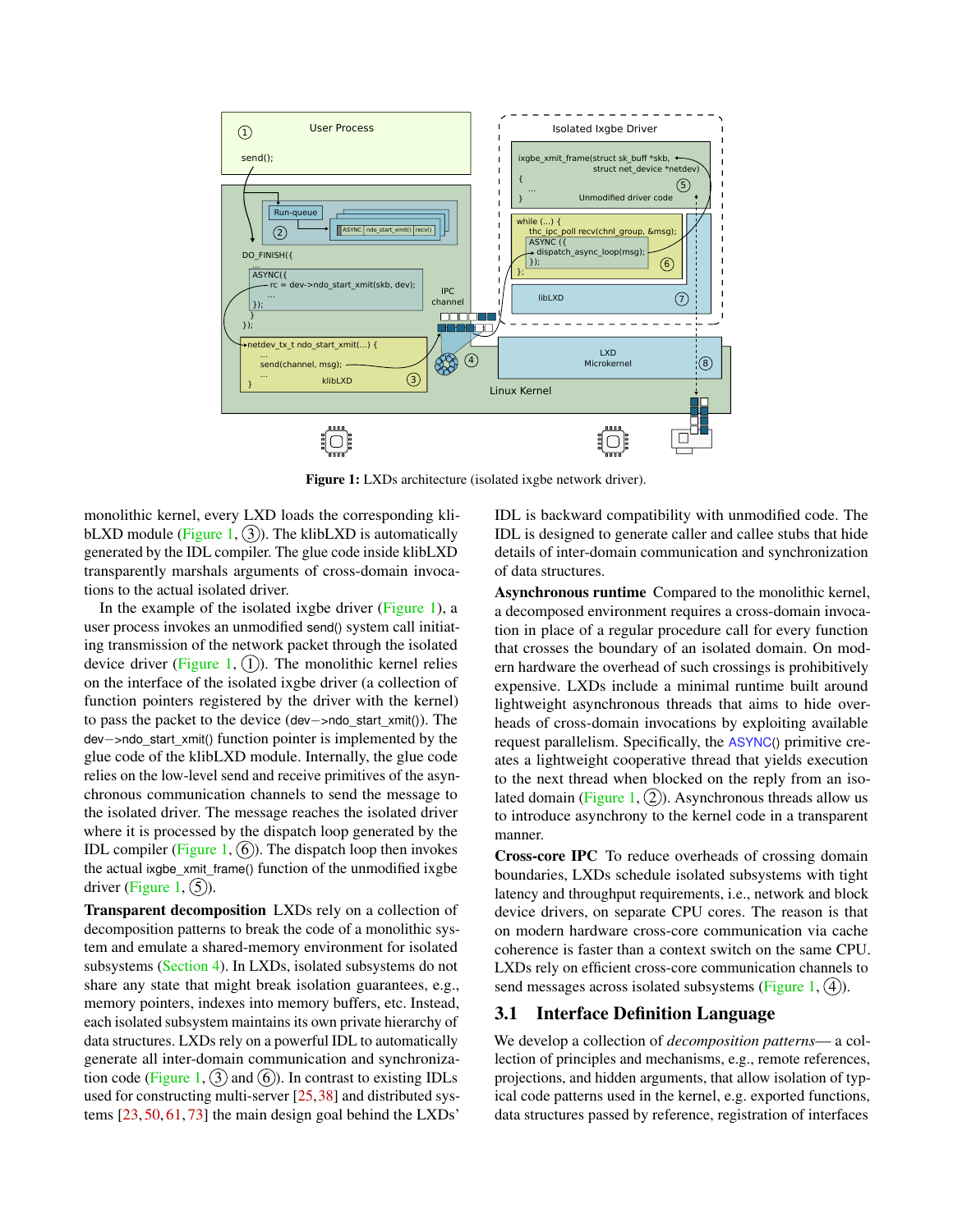Figure 1: LXDs architecture (isolated ixgbe network driver).

monolithic kernel, every LXD loads the corresponding klibLXD module (Figure 1, (3)). The klibLXD is automatically generated by the IDL compiler. The glue code inside klibLXD transparently marshals arguments of cross-domain invocations to the actual isolated driver.

In the example of the isolated ixgbe driver (Figure 1), a user process invokes an unmodified send() system call initiating transmission of the network packet through the isolated device driver (Figure 1, (1)). The monolithic kernel relies on the interface of the isolated ixgbe driver (a collection of function pointers registered by the driver with the kernel) to pass the packet to the device (dev−>ndo_start_xmit()). The dev−>ndo_start_xmit() function pointer is implemented by the glue code of the klibLXD module. Internally, the glue code relies on the low-level send and receive primitives of the asynchronous communication channels to send the message to the isolated driver. The message reaches the isolated driver where it is processed by the dispatch loop generated by the IDL compiler (Figure 1, (6)). The dispatch loop then invokes the actual ixgbe_xmit_frame() function of the unmodified ixgbe driver (Figure 1, (5)).

**Transparent decomposition** LXDs rely on a collection of decomposition patterns to break the code of a monolithic system and emulate a shared-memory environment for isolated subsystems (Section 4). In LXDs, isolated subsystems do not share any state that might break isolation guarantees, e.g., memory pointers, indexes into memory buffers, etc. Instead, each isolated subsystem maintains its own private hierarchy of data structures. LXDs rely on a powerful IDL to automatically generate all inter-domain communication and synchronization code (Figure 1, (3) and (6)). In contrast to existing IDLs used for constructing multi-server [25, 38] and distributed systems [23, 50, 61, 73] the main design goal behind the LXDs' IDL is backward compatibility with unmodified code. The IDL is designed to generate caller and callee stubs that hide details of inter-domain communication and synchronization of data structures.

**Asynchronous runtime** Compared to the monolithic kernel, a decomposed environment requires a cross-domain invocation in place of a regular procedure call for every function that crosses the boundary of an isolated domain. On modern hardware the overhead of such crossings is prohibitively expensive. LXDs include a minimal runtime built around lightweight asynchronous threads that aims to hide overheads of cross-domain invocations by exploiting available request parallelism. Specifically, the ASYNC() primitive creates a lightweight cooperative thread that yields execution to the next thread when blocked on the reply from an isolated domain (Figure 1, (2)). Asynchronous threads allow us to introduce asynchrony to the kernel code in a transparent manner.

**Cross-core IPC** To reduce overheads of crossing domain boundaries, LXDs schedule isolated subsystems with tight latency and throughput requirements, i.e., network and block device drivers, on separate CPU cores. The reason is that on modern hardware cross-core communication via cache coherence is faster than a context switch on the same CPU. LXDs rely on efficient cross-core communication channels to send messages across isolated subsystems (Figure 1, (4)).

## 3.1 Interface Definition Language

We develop a collection of *decomposition patterns*— a collection of principles and mechanisms, e.g., remote references, projections, and hidden arguments, that allow isolation of typical code patterns used in the kernel, e.g. exported functions, data structures passed by reference, registration of interfaces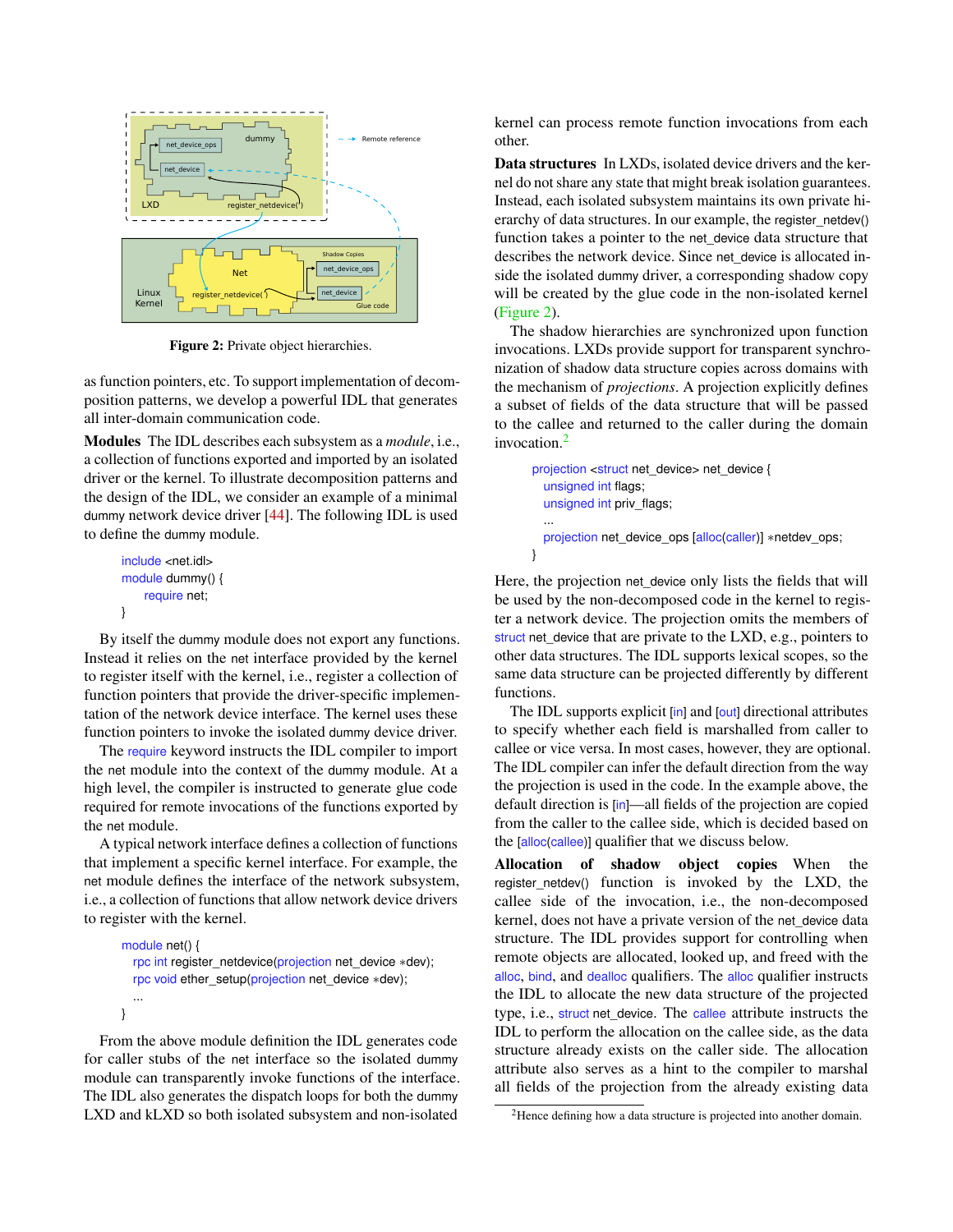**Figure 2:** Private object hierarchies.

as function pointers, etc. To support implementation of decomposition patterns, we develop a powerful IDL that generates all inter-domain communication code.

**Modules** The IDL describes each subsystem as a *module*, i.e., a collection of functions exported and imported by an isolated driver or the kernel. To illustrate decomposition patterns and the design of the IDL, we consider an example of a minimal dummy network device driver [44]. The following IDL is used to define the dummy module.

```
include <net.idl>
module dummy() {
    require net;
}
```

By itself the dummy module does not export any functions. Instead it relies on the net interface provided by the kernel to register itself with the kernel, i.e., register a collection of function pointers that provide the driver-specific implementation of the network device interface. The kernel uses these function pointers to invoke the isolated dummy device driver.

The require keyword instructs the IDL compiler to import the net module into the context of the dummy module. At a high level, the compiler is instructed to generate glue code required for remote invocations of the functions exported by the net module.

A typical network interface defines a collection of functions that implement a specific kernel interface. For example, the net module defines the interface of the network subsystem, i.e., a collection of functions that allow network device drivers to register with the kernel.

```
module net() {
  rpc int register_netdevice(projection net_device *dev);
  rpc void ether_setup(projection net_device *dev);
  ...
}
```

From the above module definition the IDL generates code for caller stubs of the net interface so the isolated dummy module can transparently invoke functions of the interface. The IDL also generates the dispatch loops for both the dummy LXD and kLXD so both isolated subsystem and non-isolated kernel can process remote function invocations from each other.

**Data structures** In LXDs, isolated device drivers and the kernel do not share any state that might break isolation guarantees. Instead, each isolated subsystem maintains its own private hierarchy of data structures. In our example, the register_netdev() function takes a pointer to the net_device data structure that describes the network device. Since net_device is allocated inside the isolated dummy driver, a corresponding shadow copy will be created by the glue code in the non-isolated kernel (Figure 2).

The shadow hierarchies are synchronized upon function invocations. LXDs provide support for transparent synchronization of shadow data structure copies across domains with the mechanism of *projections*. A projection explicitly defines a subset of fields of the data structure that will be passed to the callee and returned to the caller during the domain invocation.[2]

```
projection <struct net_device> net_device {
  unsigned int flags;
  unsigned int priv_flags;
  ...
  projection net_device_ops [alloc(caller)] *netdev_ops;
}
```

Here, the projection net_device only lists the fields that will be used by the non-decomposed code in the kernel to register a network device. The projection omits the members of struct net_device that are private to the LXD, e.g., pointers to other data structures. The IDL supports lexical scopes, so the same data structure can be projected differently by different functions.

The IDL supports explicit [in] and [out] directional attributes to specify whether each field is marshalled from caller to callee or vice versa. In most cases, however, they are optional. The IDL compiler can infer the default direction from the way the projection is used in the code. In the example above, the default direction is [in]—all fields of the projection are copied from the caller to the callee side, which is decided based on the [alloc(callee)] qualifier that we discuss below.

**Allocation of shadow object copies** When the register_netdev() function is invoked by the LXD, the callee side of the invocation, i.e., the non-decomposed kernel, does not have a private version of the net_device data structure. The IDL provides support for controlling when remote objects are allocated, looked up, and freed with the alloc, bind, and dealloc qualifiers. The alloc qualifier instructs the IDL to allocate the new data structure of the projected type, i.e., struct net_device. The callee attribute instructs the IDL to perform the allocation on the callee side, as the data structure already exists on the caller side. The allocation attribute also serves as a hint to the compiler to marshal all fields of the projection from the already existing data

[2] Hence defining how a data structure is projected into another domain.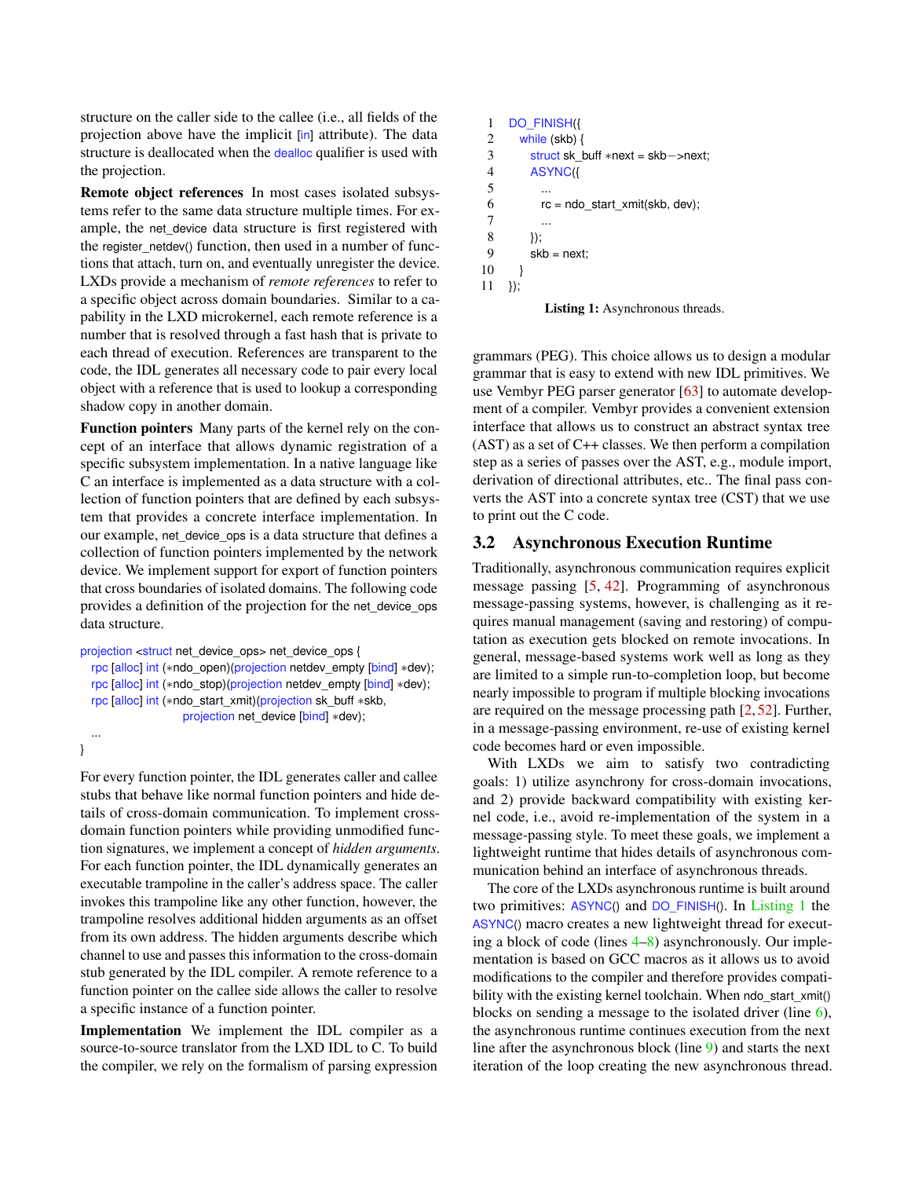structure on the caller side to the callee (i.e., all fields of the projection above have the implicit [in] attribute). The data structure is deallocated when the dealloc qualifier is used with the projection.

**Remote object references** In most cases isolated subsystems refer to the same data structure multiple times. For example, the net_device data structure is first registered with the register_netdev() function, then used in a number of functions that attach, turn on, and eventually unregister the device. LXDs provide a mechanism of *remote references* to refer to a specific object across domain boundaries. Similar to a capability in the LXD microkernel, each remote reference is a number that is resolved through a fast hash that is private to each thread of execution. References are transparent to the code, the IDL generates all necessary code to pair every local object with a reference that is used to lookup a corresponding shadow copy in another domain.

**Function pointers** Many parts of the kernel rely on the concept of an interface that allows dynamic registration of a specific subsystem implementation. In a native language like C an interface is implemented as a data structure with a collection of function pointers that are defined by each subsystem that provides a concrete interface implementation. In our example, net_device_ops is a data structure that defines a collection of function pointers implemented by the network device. We implement support for export of function pointers that cross boundaries of isolated domains. The following code provides a definition of the projection for the net_device_ops data structure.

```
projection <struct net_device_ops> net_device_ops {
  rpc [alloc] int (*ndo_open)(projection netdev_empty [bind] *dev);
  rpc [alloc] int (*ndo_stop)(projection netdev_empty [bind] *dev);
  rpc [alloc] int (*ndo_start_xmit)(projection sk_buff *skb,
                        projection net_device [bind] *dev);
  ...
}
```

For every function pointer, the IDL generates caller and callee stubs that behave like normal function pointers and hide details of cross-domain communication. To implement cross-domain function pointers while providing unmodified function signatures, we implement a concept of *hidden arguments*. For each function pointer, the IDL dynamically generates an executable trampoline in the caller's address space. The caller invokes this trampoline like any other function, however, the trampoline resolves additional hidden arguments as an offset from its own address. The hidden arguments describe which channel to use and passes this information to the cross-domain stub generated by the IDL compiler. A remote reference to a function pointer on the callee side allows the caller to resolve a specific instance of a function pointer.

**Implementation** We implement the IDL compiler as a source-to-source translator from the LXD IDL to C. To build the compiler, we rely on the formalism of parsing expression grammars (PEG). This choice allows us to design a modular grammar that is easy to extend with new IDL primitives. We use Vembyr PEG parser generator [63] to automate development of a compiler. Vembyr provides a convenient extension interface that allows us to construct an abstract syntax tree (AST) as a set of C++ classes. We then perform a compilation step as a series of passes over the AST, e.g., module import, derivation of directional attributes, etc.. The final pass converts the AST into a concrete syntax tree (CST) that we use to print out the C code.

```
1  DO_FINISH({
2    while (skb) {
3      struct sk_buff *next = skb->next;
4      ASYNC({
5        ...
6        rc = ndo_start_xmit(skb, dev);
7        ...
8      });
9      skb = next;
10   }
11 });
```

**Listing 1:** Asynchronous threads.

## 3.2 Asynchronous Execution Runtime

Traditionally, asynchronous communication requires explicit message passing [5, 42]. Programming of asynchronous message-passing systems, however, is challenging as it requires manual management (saving and restoring) of computation as execution gets blocked on remote invocations. In general, message-based systems work well as long as they are limited to a simple run-to-completion loop, but become nearly impossible to program if multiple blocking invocations are required on the message processing path [2, 52]. Further, in a message-passing environment, re-use of existing kernel code becomes hard or even impossible.

With LXDs we aim to satisfy two contradicting goals: 1) utilize asynchrony for cross-domain invocations, and 2) provide backward compatibility with existing kernel code, i.e., avoid re-implementation of the system in a message-passing style. To meet these goals, we implement a lightweight runtime that hides details of asynchronous communication behind an interface of asynchronous threads.

The core of the LXDs asynchronous runtime is built around two primitives: ASYNC() and DO_FINISH(). In Listing 1 the ASYNC() macro creates a new lightweight thread for executing a block of code (lines 4–8) asynchronously. Our implementation is based on GCC macros as it allows us to avoid modifications to the compiler and therefore provides compatibility with the existing kernel toolchain. When ndo_start_xmit() blocks on sending a message to the isolated driver (line 6), the asynchronous runtime continues execution from the next line after the asynchronous block (line 9) and starts the next iteration of the loop creating the new asynchronous thread.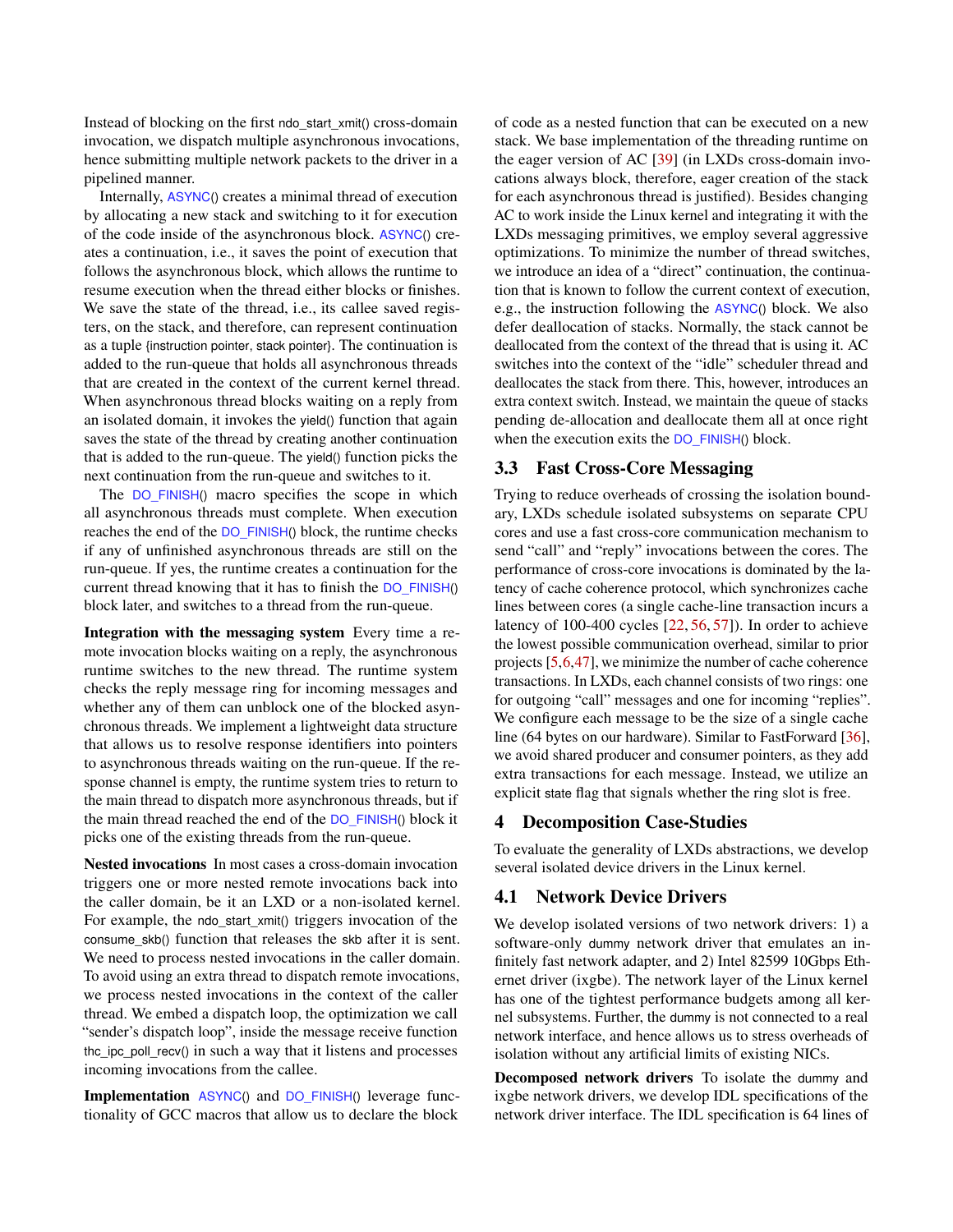Instead of blocking on the first ndo_start_xmit() cross-domain invocation, we dispatch multiple asynchronous invocations, hence submitting multiple network packets to the driver in a pipelined manner.

Internally, ASYNC() creates a minimal thread of execution by allocating a new stack and switching to it for execution of the code inside of the asynchronous block. ASYNC() creates a continuation, i.e., it saves the point of execution that follows the asynchronous block, which allows the runtime to resume execution when the thread either blocks or finishes. We save the state of the thread, i.e., its callee saved registers, on the stack, and therefore, can represent continuation as a tuple {instruction pointer, stack pointer}. The continuation is added to the run-queue that holds all asynchronous threads that are created in the context of the current kernel thread. When asynchronous thread blocks waiting on a reply from an isolated domain, it invokes the yield() function that again saves the state of the thread by creating another continuation that is added to the run-queue. The yield() function picks the next continuation from the run-queue and switches to it.

The DO_FINISH() macro specifies the scope in which all asynchronous threads must complete. When execution reaches the end of the DO_FINISH() block, the runtime checks if any of unfinished asynchronous threads are still on the run-queue. If yes, the runtime creates a continuation for the current thread knowing that it has to finish the DO_FINISH() block later, and switches to a thread from the run-queue.

**Integration with the messaging system** Every time a remote invocation blocks waiting on a reply, the asynchronous runtime switches to the new thread. The runtime system checks the reply message ring for incoming messages and whether any of them can unblock one of the blocked asynchronous threads. We implement a lightweight data structure that allows us to resolve response identifiers into pointers to asynchronous threads waiting on the run-queue. If the response channel is empty, the runtime system tries to return to the main thread to dispatch more asynchronous threads, but if the main thread reached the end of the DO_FINISH() block it picks one of the existing threads from the run-queue.

**Nested invocations** In most cases a cross-domain invocation triggers one or more nested remote invocations back into the caller domain, be it an LXD or a non-isolated kernel. For example, the ndo_start_xmit() triggers invocation of the consume_skb() function that releases the skb after it is sent. We need to process nested invocations in the caller domain. To avoid using an extra thread to dispatch remote invocations, we process nested invocations in the context of the caller thread. We embed a dispatch loop, the optimization we call "sender's dispatch loop", inside the message receive function thc_ipc_poll_recv() in such a way that it listens and processes incoming invocations from the callee.

**Implementation** ASYNC() and DO_FINISH() leverage functionality of GCC macros that allow us to declare the block of code as a nested function that can be executed on a new stack. We base implementation of the threading runtime on the eager version of AC [39] (in LXDs cross-domain invocations always block, therefore, eager creation of the stack for each asynchronous thread is justified). Besides changing AC to work inside the Linux kernel and integrating it with the LXDs messaging primitives, we employ several aggressive optimizations. To minimize the number of thread switches, we introduce an idea of a "direct" continuation, the continuation that is known to follow the current context of execution, e.g., the instruction following the ASYNC() block. We also defer deallocation of stacks. Normally, the stack cannot be deallocated from the context of the thread that is using it. AC switches into the context of the "idle" scheduler thread and deallocates the stack from there. This, however, introduces an extra context switch. Instead, we maintain the queue of stacks pending de-allocation and deallocate them all at once right when the execution exits the DO_FINISH() block.

## 3.3 Fast Cross-Core Messaging

Trying to reduce overheads of crossing the isolation boundary, LXDs schedule isolated subsystems on separate CPU cores and use a fast cross-core communication mechanism to send "call" and "reply" invocations between the cores. The performance of cross-core invocations is dominated by the latency of cache coherence protocol, which synchronizes cache lines between cores (a single cache-line transaction incurs a latency of 100-400 cycles [22, 56, 57]). In order to achieve the lowest possible communication overhead, similar to prior projects [5,6,47], we minimize the number of cache coherence transactions. In LXDs, each channel consists of two rings: one for outgoing "call" messages and one for incoming "replies". We configure each message to be the size of a single cache line (64 bytes on our hardware). Similar to FastForward [36], we avoid shared producer and consumer pointers, as they add extra transactions for each message. Instead, we utilize an explicit state flag that signals whether the ring slot is free.

# 4 Decomposition Case-Studies

To evaluate the generality of LXDs abstractions, we develop several isolated device drivers in the Linux kernel.

## 4.1 Network Device Drivers

We develop isolated versions of two network drivers: 1) a software-only dummy network driver that emulates an infinitely fast network adapter, and 2) Intel 82599 10Gbps Ethernet driver (ixgbe). The network layer of the Linux kernel has one of the tightest performance budgets among all kernel subsystems. Further, the dummy is not connected to a real network interface, and hence allows us to stress overheads of isolation without any artificial limits of existing NICs.

**Decomposed network drivers** To isolate the dummy and ixgbe network drivers, we develop IDL specifications of the network driver interface. The IDL specification is 64 lines of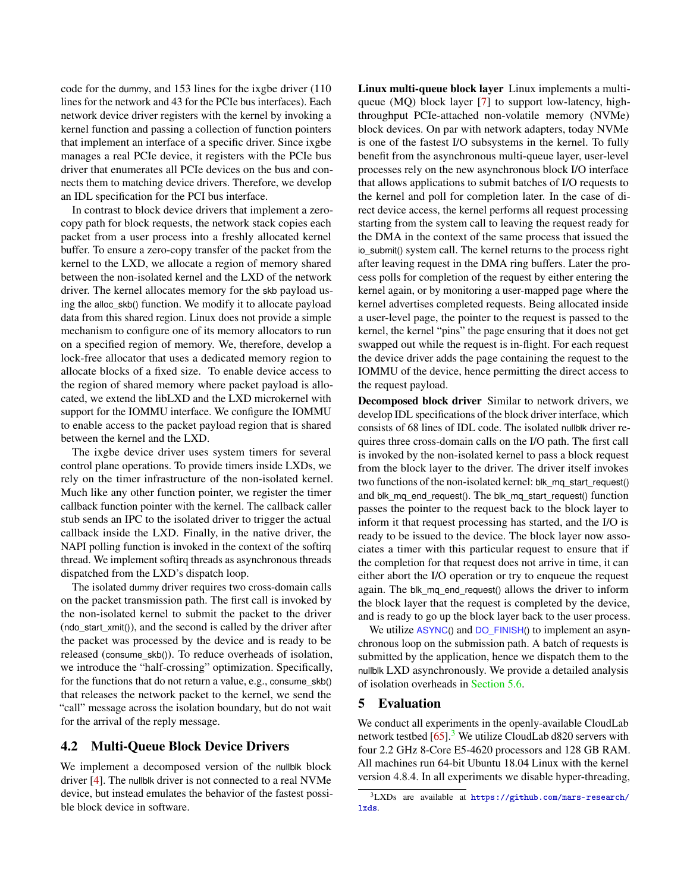code for the dummy, and 153 lines for the ixgbe driver (110 lines for the network and 43 for the PCIe bus interfaces). Each network device driver registers with the kernel by invoking a kernel function and passing a collection of function pointers that implement an interface of a specific driver. Since ixgbe manages a real PCIe device, it registers with the PCIe bus driver that enumerates all PCIe devices on the bus and connects them to matching device drivers. Therefore, we develop an IDL specification for the PCI bus interface.

In contrast to block device drivers that implement a zero-copy path for block requests, the network stack copies each packet from a user process into a freshly allocated kernel buffer. To ensure a zero-copy transfer of the packet from the kernel to the LXD, we allocate a region of memory shared between the non-isolated kernel and the LXD of the network driver. The kernel allocates memory for the skb payload using the alloc_skb() function. We modify it to allocate payload data from this shared region. Linux does not provide a simple mechanism to configure one of its memory allocators to run on a specified region of memory. We, therefore, develop a lock-free allocator that uses a dedicated memory region to allocate blocks of a fixed size. To enable device access to the region of shared memory where packet payload is allocated, we extend the libLXD and the LXD microkernel with support for the IOMMU interface. We configure the IOMMU to enable access to the packet payload region that is shared between the kernel and the LXD.

The ixgbe device driver uses system timers for several control plane operations. To provide timers inside LXDs, we rely on the timer infrastructure of the non-isolated kernel. Much like any other function pointer, we register the timer callback function pointer with the kernel. The callback caller stub sends an IPC to the isolated driver to trigger the actual callback inside the LXD. Finally, in the native driver, the NAPI polling function is invoked in the context of the softirq thread. We implement softirq threads as asynchronous threads dispatched from the LXD's dispatch loop.

The isolated dummy driver requires two cross-domain calls on the packet transmission path. The first call is invoked by the non-isolated kernel to submit the packet to the driver (ndo_start_xmit()), and the second is called by the driver after the packet was processed by the device and is ready to be released (consume_skb()). To reduce overheads of isolation, we introduce the "half-crossing" optimization. Specifically, for the functions that do not return a value, e.g., consume_skb() that releases the network packet to the kernel, we send the "call" message across the isolation boundary, but do not wait for the arrival of the reply message.

## 4.2 Multi-Queue Block Device Drivers

We implement a decomposed version of the nullblk block driver [4]. The nullblk driver is not connected to a real NVMe device, but instead emulates the behavior of the fastest possible block device in software.

**Linux multi-queue block layer** Linux implements a multi-queue (MQ) block layer [7] to support low-latency, high-throughput PCIe-attached non-volatile memory (NVMe) block devices. On par with network adapters, today NVMe is one of the fastest I/O subsystems in the kernel. To fully benefit from the asynchronous multi-queue layer, user-level processes rely on the new asynchronous block I/O interface that allows applications to submit batches of I/O requests to the kernel and poll for completion later. In the case of direct device access, the kernel performs all request processing starting from the system call to leaving the request ready for the DMA in the context of the same process that issued the io_submit() system call. The kernel returns to the process right after leaving request in the DMA ring buffers. Later the process polls for completion of the request by either entering the kernel again, or by monitoring a user-mapped page where the kernel advertises completed requests. Being allocated inside a user-level page, the pointer to the request is passed to the kernel, the kernel "pins" the page ensuring that it does not get swapped out while the request is in-flight. For each request the device driver adds the page containing the request to the IOMMU of the device, hence permitting the direct access to the request payload.

**Decomposed block driver** Similar to network drivers, we develop IDL specifications of the block driver interface, which consists of 68 lines of IDL code. The isolated nullblk driver requires three cross-domain calls on the I/O path. The first call is invoked by the non-isolated kernel to pass a block request from the block layer to the driver. The driver itself invokes two functions of the non-isolated kernel: blk_mq_start_request() and blk_mq_end_request(). The blk_mq_start_request() function passes the pointer to the request back to the block layer to inform it that request processing has started, and the I/O is ready to be issued to the device. The block layer now associates a timer with this particular request to ensure that if the completion for that request does not arrive in time, it can either abort the I/O operation or try to enqueue the request again. The blk_mq_end_request() allows the driver to inform the block layer that the request is completed by the device, and is ready to go up the block layer back to the user process.

We utilize ASYNC() and DO_FINISH() to implement an asynchronous loop on the submission path. A batch of requests is submitted by the application, hence we dispatch them to the nullblk LXD asynchronously. We provide a detailed analysis of isolation overheads in Section 5.6.

# 5 Evaluation

We conduct all experiments in the openly-available CloudLab network testbed [65].[3] We utilize CloudLab d820 servers with four 2.2 GHz 8-Core E5-4620 processors and 128 GB RAM. All machines run 64-bit Ubuntu 18.04 Linux with the kernel version 4.8.4. In all experiments we disable hyper-threading,

[3] LXDs are available at https://github.com/mars-research/lxds.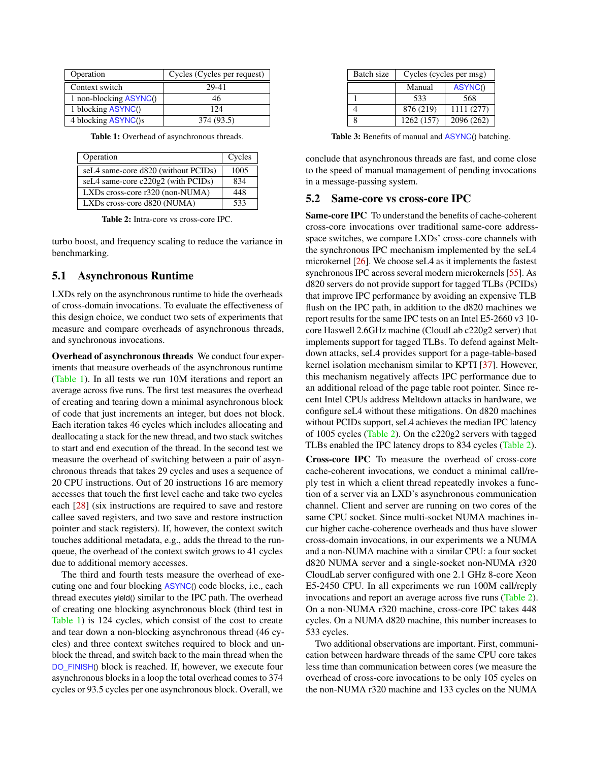| Operation | Cycles (Cycles per request) |
|---|---|
| Context switch | 29-41 |
| 1 non-blocking ASYNC() | 46 |
| 1 blocking ASYNC() | 124 |
| 4 blocking ASYNC()s | 374 (93.5) |

**Table 1:** Overhead of asynchronous threads.

| Operation | Cycles |
|---|---|
| seL4 same-core d820 (without PCIDs) | 1005 |
| seL4 same-core c220g2 (with PCIDs) | 834 |
| LXDs cross-core r320 (non-NUMA) | 448 |
| LXDs cross-core d820 (NUMA) | 533 |

**Table 2:** Intra-core vs cross-core IPC.

turbo boost, and frequency scaling to reduce the variance in benchmarking.

## 5.1 Asynchronous Runtime

LXDs rely on the asynchronous runtime to hide the overheads of cross-domain invocations. To evaluate the effectiveness of this design choice, we conduct two sets of experiments that measure and compare overheads of asynchronous threads, and synchronous invocations.

**Overhead of asynchronous threads** We conduct four experiments that measure overheads of the asynchronous runtime (Table 1). In all tests we run 10M iterations and report an average across five runs. The first test measures the overhead of creating and tearing down a minimal asynchronous block of code that just increments an integer, but does not block. Each iteration takes 46 cycles which includes allocating and deallocating a stack for the new thread, and two stack switches to start and end execution of the thread. In the second test we measure the overhead of switching between a pair of asynchronous threads that takes 29 cycles and uses a sequence of 20 CPU instructions. Out of 20 instructions 16 are memory accesses that touch the first level cache and take two cycles each [28] (six instructions are required to save and restore callee saved registers, and two save and restore instruction pointer and stack registers). If, however, the context switch touches additional metadata, e.g., adds the thread to the runqueue, the overhead of the context switch grows to 41 cycles due to additional memory accesses.

The third and fourth tests measure the overhead of executing one and four blocking ASYNC() code blocks, i.e., each thread executes yield() similar to the IPC path. The overhead of creating one blocking asynchronous block (third test in Table 1) is 124 cycles, which consist of the cost to create and tear down a non-blocking asynchronous thread (46 cycles) and three context switches required to block and unblock the thread, and switch back to the main thread when the DO_FINISH() block is reached. If, however, we execute four asynchronous blocks in a loop the total overhead comes to 374 cycles or 93.5 cycles per one asynchronous block. Overall, we

| Batch size | Cycles (cycles per msg) | |
|---|---|---|
| | Manual | ASYNC() |
| 1 | 533 | 568 |
| 4 | 876 (219) | 1111 (277) |
| 8 | 1262 (157) | 2096 (262) |

**Table 3:** Benefits of manual and ASYNC() batching.

conclude that asynchronous threads are fast, and come close to the speed of manual management of pending invocations in a message-passing system.

## 5.2 Same-core vs cross-core IPC

**Same-core IPC** To understand the benefits of cache-coherent cross-core invocations over traditional same-core address-space switches, we compare LXDs' cross-core channels with the synchronous IPC mechanism implemented by the seL4 microkernel [26]. We choose seL4 as it implements the fastest synchronous IPC across several modern microkernels [55]. As d820 servers do not provide support for tagged TLBs (PCIDs) that improve IPC performance by avoiding an expensive TLB flush on the IPC path, in addition to the d820 machines we report results for the same IPC tests on an Intel E5-2660 v3 10-core Haswell 2.6GHz machine (CloudLab c220g2 server) that implements support for tagged TLBs. To defend against Meltdown attacks, seL4 provides support for a page-table-based kernel isolation mechanism similar to KPTI [37]. However, this mechanism negatively affects IPC performance due to an additional reload of the page table root pointer. Since recent Intel CPUs address Meltdown attacks in hardware, we configure seL4 without these mitigations. On d820 machines without PCIDs support, seL4 achieves the median IPC latency of 1005 cycles (Table 2). On the c220g2 servers with tagged TLBs enabled the IPC latency drops to 834 cycles (Table 2).

**Cross-core IPC** To measure the overhead of cross-core cache-coherent invocations, we conduct a minimal call/reply test in which a client thread repeatedly invokes a function of a server via an LXD's asynchronous communication channel. Client and server are running on two cores of the same CPU socket. Since multi-socket NUMA machines incur higher cache-coherence overheads and thus have slower cross-domain invocations, in our experiments we a NUMA and a non-NUMA machine with a similar CPU: a four socket d820 NUMA server and a single-socket non-NUMA r320 CloudLab server configured with one 2.1 GHz 8-core Xeon E5-2450 CPU. In all experiments we run 100M call/reply invocations and report an average across five runs (Table 2). On a non-NUMA r320 machine, cross-core IPC takes 448 cycles. On a NUMA d820 machine, this number increases to 533 cycles.

Two additional observations are important. First, communication between hardware threads of the same CPU core takes less time than communication between cores (we measure the overhead of cross-core invocations to be only 105 cycles on the non-NUMA r320 machine and 133 cycles on the NUMA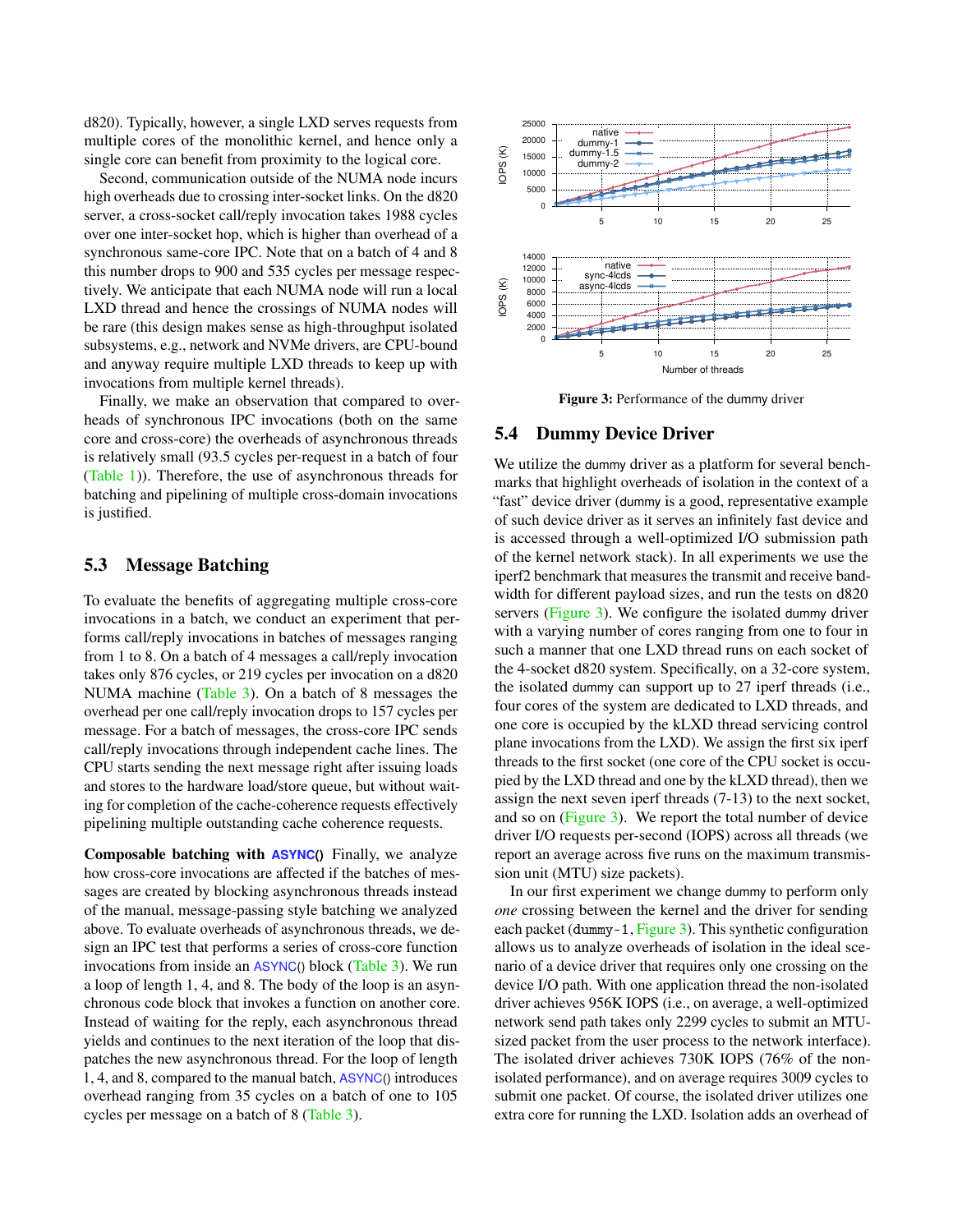d820). Typically, however, a single LXD serves requests from multiple cores of the monolithic kernel, and hence only a single core can benefit from proximity to the logical core.

Second, communication outside of the NUMA node incurs high overheads due to crossing inter-socket links. On the d820 server, a cross-socket call/reply invocation takes 1988 cycles over one inter-socket hop, which is higher than overhead of a synchronous same-core IPC. Note that on a batch of 4 and 8 this number drops to 900 and 535 cycles per message respectively. We anticipate that each NUMA node will run a local LXD thread and hence the crossings of NUMA nodes will be rare (this design makes sense as high-throughput isolated subsystems, e.g., network and NVMe drivers, are CPU-bound and anyway require multiple LXD threads to keep up with invocations from multiple kernel threads).

Finally, we make an observation that compared to overheads of synchronous IPC invocations (both on the same core and cross-core) the overheads of asynchronous threads is relatively small (93.5 cycles per-request in a batch of four (Table 1)). Therefore, the use of asynchronous threads for batching and pipelining of multiple cross-domain invocations is justified.

## 5.3 Message Batching

To evaluate the benefits of aggregating multiple cross-core invocations in a batch, we conduct an experiment that performs call/reply invocations in batches of messages ranging from 1 to 8. On a batch of 4 messages a call/reply invocation takes only 876 cycles, or 219 cycles per invocation on a d820 NUMA machine (Table 3). On a batch of 8 messages the overhead per one call/reply invocation drops to 157 cycles per message. For a batch of messages, the cross-core IPC sends call/reply invocations through independent cache lines. The CPU starts sending the next message right after issuing loads and stores to the hardware load/store queue, but without waiting for completion of the cache-coherence requests effectively pipelining multiple outstanding cache coherence requests.

**Composable batching with ASYNC()** Finally, we analyze how cross-core invocations are affected if the batches of messages are created by blocking asynchronous threads instead of the manual, message-passing style batching we analyzed above. To evaluate overheads of asynchronous threads, we design an IPC test that performs a series of cross-core function invocations from inside an ASYNC() block (Table 3). We run a loop of length 1, 4, and 8. The body of the loop is an asynchronous code block that invokes a function on another core. Instead of waiting for the reply, each asynchronous thread yields and continues to the next iteration of the loop that dispatches the new asynchronous thread. For the loop of length 1, 4, and 8, compared to the manual batch, ASYNC() introduces overhead ranging from 35 cycles on a batch of one to 105 cycles per message on a batch of 8 (Table 3).

Figure 3: Performance of the dummy driver

## 5.4 Dummy Device Driver

We utilize the dummy driver as a platform for several benchmarks that highlight overheads of isolation in the context of a "fast" device driver (dummy is a good, representative example of such device driver as it serves an infinitely fast device and is accessed through a well-optimized I/O submission path of the kernel network stack). In all experiments we use the iperf2 benchmark that measures the transmit and receive bandwidth for different payload sizes, and run the tests on d820 servers (Figure 3). We configure the isolated dummy driver with a varying number of cores ranging from one to four in such a manner that one LXD thread runs on each socket of the 4-socket d820 system. Specifically, on a 32-core system, the isolated dummy can support up to 27 iperf threads (i.e., four cores of the system are dedicated to LXD threads, and one core is occupied by the kLXD thread servicing control plane invocations from the LXD). We assign the first six iperf threads to the first socket (one core of the CPU socket is occupied by the LXD thread and one by the kLXD thread), then we assign the next seven iperf threads (7-13) to the next socket, and so on (Figure 3). We report the total number of device driver I/O requests per-second (IOPS) across all threads (we report an average across five runs on the maximum transmission unit (MTU) size packets).

In our first experiment we change dummy to perform only *one* crossing between the kernel and the driver for sending each packet (dummy-1, Figure 3). This synthetic configuration allows us to analyze overheads of isolation in the ideal scenario of a device driver that requires only one crossing on the device I/O path. With one application thread the non-isolated driver achieves 956K IOPS (i.e., on average, a well-optimized network send path takes only 2299 cycles to submit an MTU-sized packet from the user process to the network interface). The isolated driver achieves 730K IOPS (76% of the non-isolated performance), and on average requires 3009 cycles to submit one packet. Of course, the isolated driver utilizes one extra core for running the LXD. Isolation adds an overhead of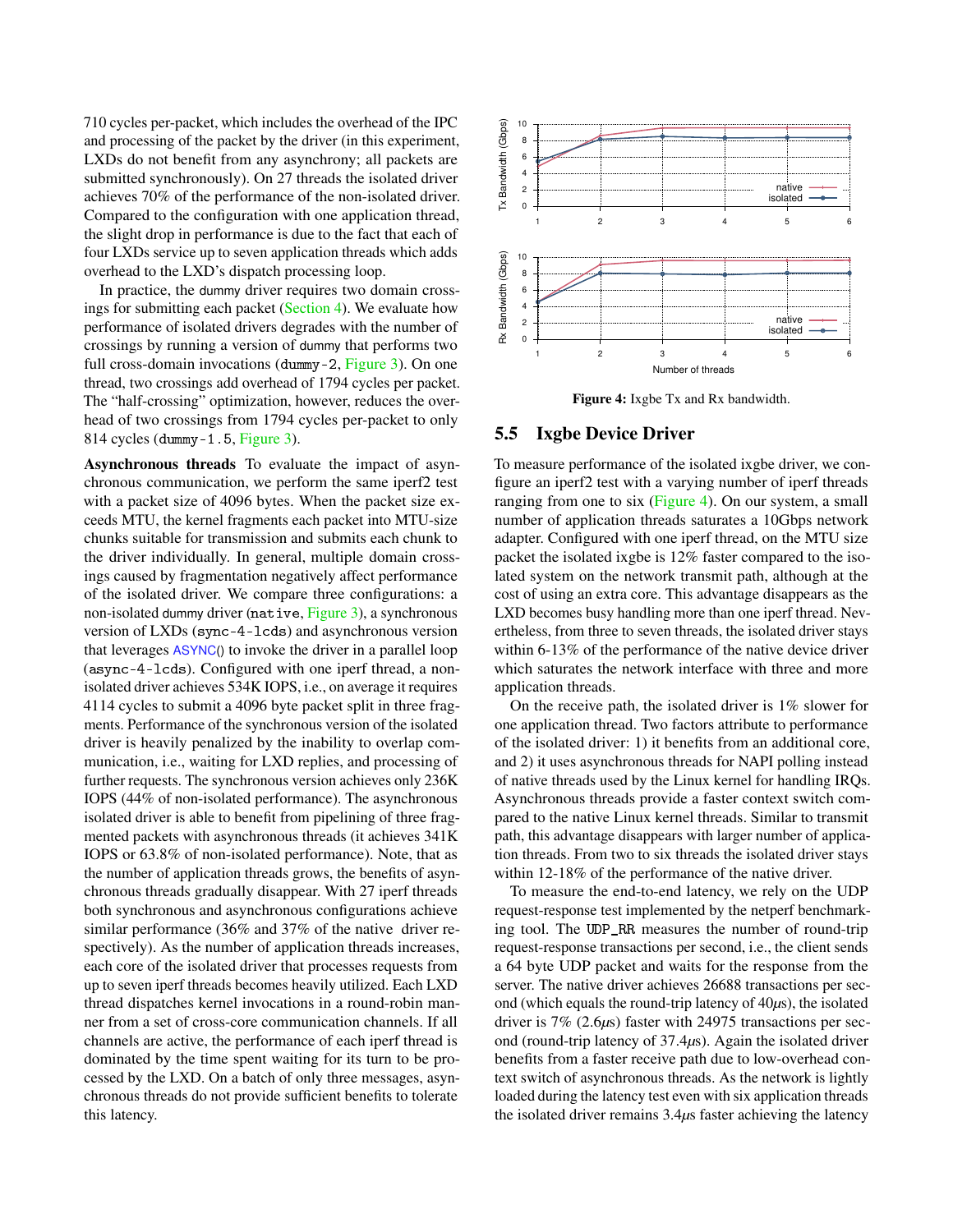710 cycles per-packet, which includes the overhead of the IPC and processing of the packet by the driver (in this experiment, LXDs do not benefit from any asynchrony; all packets are submitted synchronously). On 27 threads the isolated driver achieves 70% of the performance of the non-isolated driver. Compared to the configuration with one application thread, the slight drop in performance is due to the fact that each of four LXDs service up to seven application threads which adds overhead to the LXD's dispatch processing loop.

In practice, the dummy driver requires two domain crossings for submitting each packet (Section 4). We evaluate how performance of isolated drivers degrades with the number of crossings by running a version of dummy that performs two full cross-domain invocations (dummy-2, Figure 3). On one thread, two crossings add overhead of 1794 cycles per packet. The "half-crossing" optimization, however, reduces the overhead of two crossings from 1794 cycles per-packet to only 814 cycles (dummy-1.5, Figure 3).

**Asynchronous threads** To evaluate the impact of asynchronous communication, we perform the same iperf2 test with a packet size of 4096 bytes. When the packet size exceeds MTU, the kernel fragments each packet into MTU-size chunks suitable for transmission and submits each chunk to the driver individually. In general, multiple domain crossings caused by fragmentation negatively affect performance of the isolated driver. We compare three configurations: a non-isolated dummy driver (native, Figure 3), a synchronous version of LXDs (sync-4-lcds) and asynchronous version that leverages ASYNC() to invoke the driver in a parallel loop (async-4-lcds). Configured with one iperf thread, a non-isolated driver achieves 534K IOPS, i.e., on average it requires 4114 cycles to submit a 4096 byte packet split in three fragments. Performance of the synchronous version of the isolated driver is heavily penalized by the inability to overlap communication, i.e., waiting for LXD replies, and processing of further requests. The synchronous version achieves only 236K IOPS (44% of non-isolated performance). The asynchronous isolated driver is able to benefit from pipelining of three fragmented packets with asynchronous threads (it achieves 341K IOPS or 63.8% of non-isolated performance). Note, that as the number of application threads grows, the benefits of asynchronous threads gradually disappear. With 27 iperf threads both synchronous and asynchronous configurations achieve similar performance (36% and 37% of the native driver respectively). As the number of application threads increases, each core of the isolated driver that processes requests from up to seven iperf threads becomes heavily utilized. Each LXD thread dispatches kernel invocations in a round-robin manner from a set of cross-core communication channels. If all channels are active, the performance of each iperf thread is dominated by the time spent waiting for its turn to be processed by the LXD. On a batch of only three messages, asynchronous threads do not provide sufficient benefits to tolerate this latency.

**Figure 4:** Ixgbe Tx and Rx bandwidth.

## 5.5 Ixgbe Device Driver

To measure performance of the isolated ixgbe driver, we configure an iperf2 test with a varying number of iperf threads ranging from one to six (Figure 4). On our system, a small number of application threads saturates a 10Gbps network adapter. Configured with one iperf thread, on the MTU size packet the isolated ixgbe is 12% faster compared to the isolated system on the network transmit path, although at the cost of using an extra core. This advantage disappears as the LXD becomes busy handling more than one iperf thread. Nevertheless, from three to seven threads, the isolated driver stays within 6-13% of the performance of the native device driver which saturates the network interface with three and more application threads.

On the receive path, the isolated driver is 1% slower for one application thread. Two factors attribute to performance of the isolated driver: 1) it benefits from an additional core, and 2) it uses asynchronous threads for NAPI polling instead of native threads used by the Linux kernel for handling IRQs. Asynchronous threads provide a faster context switch compared to the native Linux kernel threads. Similar to transmit path, this advantage disappears with larger number of application threads. From two to six threads the isolated driver stays within 12-18% of the performance of the native driver.

To measure the end-to-end latency, we rely on the UDP request-response test implemented by the netperf benchmarking tool. The UDP_RR measures the number of round-trip request-response transactions per second, i.e., the client sends a 64 byte UDP packet and waits for the response from the server. The native driver achieves 26688 transactions per second (which equals the round-trip latency of 40$\mu$s), the isolated driver is 7% (2.6$\mu$s) faster with 24975 transactions per second (round-trip latency of 37.4$\mu$s). Again the isolated driver benefits from a faster receive path due to low-overhead context switch of asynchronous threads. As the network is lightly loaded during the latency test even with six application threads the isolated driver remains 3.4$\mu$s faster achieving the latency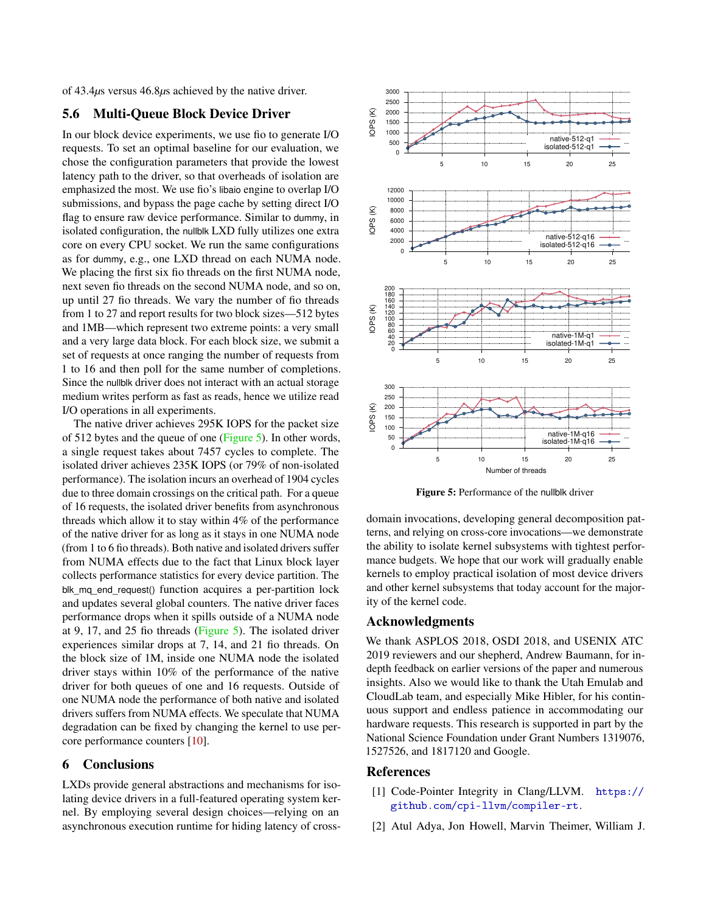of 43.4μs versus 46.8μs achieved by the native driver.

### 5.6 Multi-Queue Block Device Driver

In our block device experiments, we use fio to generate I/O requests. To set an optimal baseline for our evaluation, we chose the configuration parameters that provide the lowest latency path to the driver, so that overheads of isolation are emphasized the most. We use fio's libaio engine to overlap I/O submissions, and bypass the page cache by setting direct I/O flag to ensure raw device performance. Similar to dummy, in isolated configuration, the nullblk LXD fully utilizes one extra core on every CPU socket. We run the same configurations as for dummy, e.g., one LXD thread on each NUMA node. We placing the first six fio threads on the first NUMA node, next seven fio threads on the second NUMA node, and so on, up until 27 fio threads. We vary the number of fio threads from 1 to 27 and report results for two block sizes—512 bytes and 1MB—which represent two extreme points: a very small and a very large data block. For each block size, we submit a set of requests at once ranging the number of requests from 1 to 16 and then poll for the same number of completions. Since the nullblk driver does not interact with an actual storage medium writes perform as fast as reads, hence we utilize read I/O operations in all experiments.

The native driver achieves 295K IOPS for the packet size of 512 bytes and the queue of one (Figure 5). In other words, a single request takes about 7457 cycles to complete. The isolated driver achieves 235K IOPS (or 79% of non-isolated performance). The isolation incurs an overhead of 1904 cycles due to three domain crossings on the critical path. For a queue of 16 requests, the isolated driver benefits from asynchronous threads which allow it to stay within 4% of the performance of the native driver for as long as it stays in one NUMA node (from 1 to 6 fio threads). Both native and isolated drivers suffer from NUMA effects due to the fact that Linux block layer collects performance statistics for every device partition. The blk_mq_end_request() function acquires a per-partition lock and updates several global counters. The native driver faces performance drops when it spills outside of a NUMA node at 9, 17, and 25 fio threads (Figure 5). The isolated driver experiences similar drops at 7, 14, and 21 fio threads. On the block size of 1M, inside one NUMA node the isolated driver stays within 10% of the performance of the native driver for both queues of one and 16 requests. Outside of one NUMA node the performance of both native and isolated drivers suffers from NUMA effects. We speculate that NUMA degradation can be fixed by changing the kernel to use per-core performance counters [10].

**Figure 5:** Performance of the nullblk driver

## 6 Conclusions

LXDs provide general abstractions and mechanisms for isolating device drivers in a full-featured operating system kernel. By employing several design choices—relying on an asynchronous execution runtime for hiding latency of cross-domain invocations, developing general decomposition patterns, and relying on cross-core invocations—we demonstrate the ability to isolate kernel subsystems with tightest performance budgets. We hope that our work will gradually enable kernels to employ practical isolation of most device drivers and other kernel subsystems that today account for the majority of the kernel code.

## Acknowledgments

We thank ASPLOS 2018, OSDI 2018, and USENIX ATC 2019 reviewers and our shepherd, Andrew Baumann, for in-depth feedback on earlier versions of the paper and numerous insights. Also we would like to thank the Utah Emulab and CloudLab team, and especially Mike Hibler, for his continuous support and endless patience in accommodating our hardware requests. This research is supported in part by the National Science Foundation under Grant Numbers 1319076, 1527526, and 1817120 and Google.

## References

[1] Code-Pointer Integrity in Clang/LLVM. https://github.com/cpi-llvm/compiler-rt.

[2] Atul Adya, Jon Howell, Marvin Theimer, William J.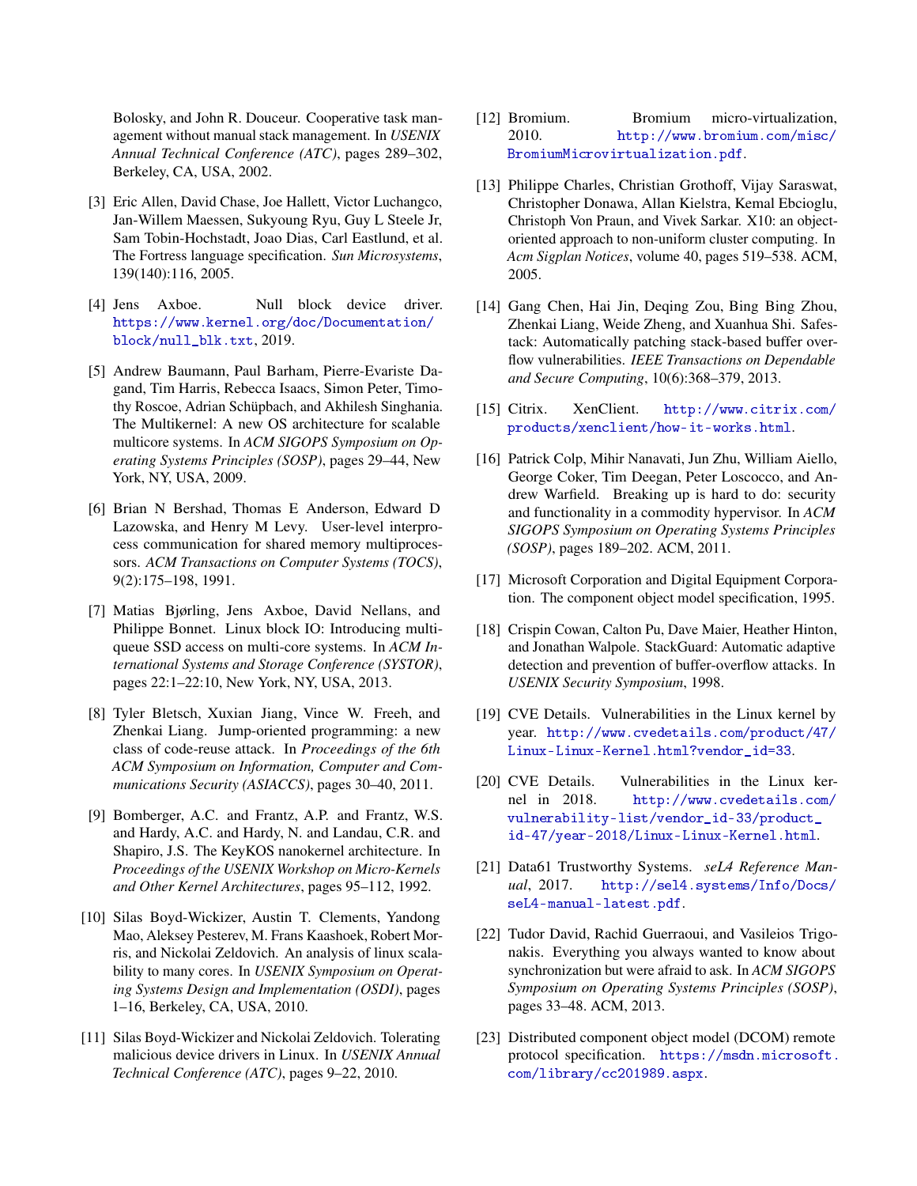Bolosky, and John R. Douceur. Cooperative task management without manual stack management. In *USENIX Annual Technical Conference (ATC)*, pages 289–302, Berkeley, CA, USA, 2002.

[3] Eric Allen, David Chase, Joe Hallett, Victor Luchangco, Jan-Willem Maessen, Sukyoung Ryu, Guy L Steele Jr, Sam Tobin-Hochstadt, Joao Dias, Carl Eastlund, et al. The Fortress language specification. *Sun Microsystems*, 139(140):116, 2005.

[4] Jens Axboe. Null block device driver. https://www.kernel.org/doc/Documentation/block/null_blk.txt, 2019.

[5] Andrew Baumann, Paul Barham, Pierre-Evariste Dagand, Tim Harris, Rebecca Isaacs, Simon Peter, Timothy Roscoe, Adrian Schüpbach, and Akhilesh Singhania. The Multikernel: A new OS architecture for scalable multicore systems. In *ACM SIGOPS Symposium on Operating Systems Principles (SOSP)*, pages 29–44, New York, NY, USA, 2009.

[6] Brian N Bershad, Thomas E Anderson, Edward D Lazowska, and Henry M Levy. User-level interprocess communication for shared memory multiprocessors. *ACM Transactions on Computer Systems (TOCS)*, 9(2):175–198, 1991.

[7] Matias Bjørling, Jens Axboe, David Nellans, and Philippe Bonnet. Linux block IO: Introducing multi-queue SSD access on multi-core systems. In *ACM International Systems and Storage Conference (SYSTOR)*, pages 22:1–22:10, New York, NY, USA, 2013.

[8] Tyler Bletsch, Xuxian Jiang, Vince W. Freeh, and Zhenkai Liang. Jump-oriented programming: a new class of code-reuse attack. In *Proceedings of the 6th ACM Symposium on Information, Computer and Communications Security (ASIACCS)*, pages 30–40, 2011.

[9] Bomberger, A.C. and Frantz, A.P. and Frantz, W.S. and Hardy, A.C. and Hardy, N. and Landau, C.R. and Shapiro, J.S. The KeyKOS nanokernel architecture. In *Proceedings of the USENIX Workshop on Micro-Kernels and Other Kernel Architectures*, pages 95–112, 1992.

[10] Silas Boyd-Wickizer, Austin T. Clements, Yandong Mao, Aleksey Pesterev, M. Frans Kaashoek, Robert Morris, and Nickolai Zeldovich. An analysis of linux scalability to many cores. In *USENIX Symposium on Operating Systems Design and Implementation (OSDI)*, pages 1–16, Berkeley, CA, USA, 2010.

[11] Silas Boyd-Wickizer and Nickolai Zeldovich. Tolerating malicious device drivers in Linux. In *USENIX Annual Technical Conference (ATC)*, pages 9–22, 2010.

[12] Bromium. Bromium micro-virtualization, 2010. http://www.bromium.com/misc/BromiumMicrovirtualization.pdf.

[13] Philippe Charles, Christian Grothoff, Vijay Saraswat, Christopher Donawa, Allan Kielstra, Kemal Ebcioglu, Christoph Von Praun, and Vivek Sarkar. X10: an object-oriented approach to non-uniform cluster computing. In *Acm Sigplan Notices*, volume 40, pages 519–538. ACM, 2005.

[14] Gang Chen, Hai Jin, Deqing Zou, Bing Bing Zhou, Zhenkai Liang, Weide Zheng, and Xuanhua Shi. Safestack: Automatically patching stack-based buffer overflow vulnerabilities. *IEEE Transactions on Dependable and Secure Computing*, 10(6):368–379, 2013.

[15] Citrix. XenClient. http://www.citrix.com/products/xenclient/how-it-works.html.

[16] Patrick Colp, Mihir Nanavati, Jun Zhu, William Aiello, George Coker, Tim Deegan, Peter Loscocco, and Andrew Warfield. Breaking up is hard to do: security and functionality in a commodity hypervisor. In *ACM SIGOPS Symposium on Operating Systems Principles (SOSP)*, pages 189–202. ACM, 2011.

[17] Microsoft Corporation and Digital Equipment Corporation. The component object model specification, 1995.

[18] Crispin Cowan, Calton Pu, Dave Maier, Heather Hinton, and Jonathan Walpole. StackGuard: Automatic adaptive detection and prevention of buffer-overflow attacks. In *USENIX Security Symposium*, 1998.

[19] CVE Details. Vulnerabilities in the Linux kernel by year. http://www.cvedetails.com/product/47/Linux-Linux-Kernel.html?vendor_id=33.

[20] CVE Details. Vulnerabilities in the Linux kernel in 2018. http://www.cvedetails.com/vulnerability-list/vendor_id-33/product_id-47/year-2018/Linux-Linux-Kernel.html.

[21] Data61 Trustworthy Systems. *seL4 Reference Manual*, 2017. http://sel4.systems/Info/Docs/seL4-manual-latest.pdf.

[22] Tudor David, Rachid Guerraoui, and Vasileios Trigonakis. Everything you always wanted to know about synchronization but were afraid to ask. In *ACM SIGOPS Symposium on Operating Systems Principles (SOSP)*, pages 33–48. ACM, 2013.

[23] Distributed component object model (DCOM) remote protocol specification. https://msdn.microsoft.com/library/cc201989.aspx.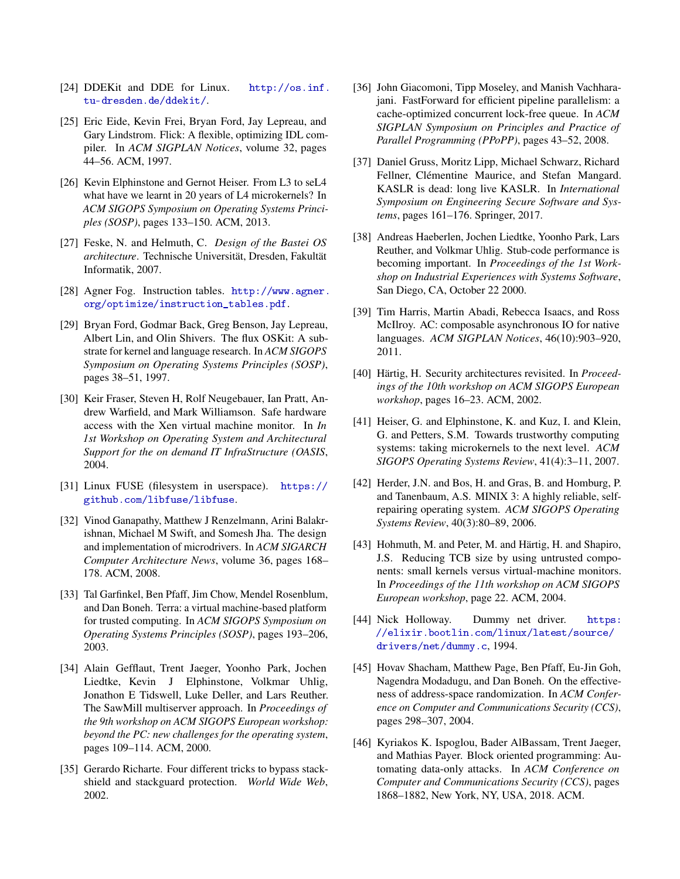[24] DDEKit and DDE for Linux. http://os.inf.tu-dresden.de/ddekit/.

[25] Eric Eide, Kevin Frei, Bryan Ford, Jay Lepreau, and Gary Lindstrom. Flick: A flexible, optimizing IDL compiler. In *ACM SIGPLAN Notices*, volume 32, pages 44–56. ACM, 1997.

[26] Kevin Elphinstone and Gernot Heiser. From L3 to seL4 what have we learnt in 20 years of L4 microkernels? In *ACM SIGOPS Symposium on Operating Systems Principles (SOSP)*, pages 133–150. ACM, 2013.

[27] Feske, N. and Helmuth, C. *Design of the Bastei OS architecture*. Technische Universität, Dresden, Fakultät Informatik, 2007.

[28] Agner Fog. Instruction tables. http://www.agner.org/optimize/instruction_tables.pdf.

[29] Bryan Ford, Godmar Back, Greg Benson, Jay Lepreau, Albert Lin, and Olin Shivers. The flux OSKit: A substrate for kernel and language research. In *ACM SIGOPS Symposium on Operating Systems Principles (SOSP)*, pages 38–51, 1997.

[30] Keir Fraser, Steven H, Rolf Neugebauer, Ian Pratt, Andrew Warfield, and Mark Williamson. Safe hardware access with the Xen virtual machine monitor. In *In 1st Workshop on Operating System and Architectural Support for the on demand IT InfraStructure (OASIS*, 2004.

[31] Linux FUSE (filesystem in userspace). https://github.com/libfuse/libfuse.

[32] Vinod Ganapathy, Matthew J Renzelmann, Arini Balakrishnan, Michael M Swift, and Somesh Jha. The design and implementation of microdrivers. In *ACM SIGARCH Computer Architecture News*, volume 36, pages 168–178. ACM, 2008.

[33] Tal Garfinkel, Ben Pfaff, Jim Chow, Mendel Rosenblum, and Dan Boneh. Terra: a virtual machine-based platform for trusted computing. In *ACM SIGOPS Symposium on Operating Systems Principles (SOSP)*, pages 193–206, 2003.

[34] Alain Gefflaut, Trent Jaeger, Yoonho Park, Jochen Liedtke, Kevin J Elphinstone, Volkmar Uhlig, Jonathon E Tidswell, Luke Deller, and Lars Reuther. The SawMill multiserver approach. In *Proceedings of the 9th workshop on ACM SIGOPS European workshop: beyond the PC: new challenges for the operating system*, pages 109–114. ACM, 2000.

[35] Gerardo Richarte. Four different tricks to bypass stackshield and stackguard protection. *World Wide Web*, 2002.

[36] John Giacomoni, Tipp Moseley, and Manish Vachharajani. FastForward for efficient pipeline parallelism: a cache-optimized concurrent lock-free queue. In *ACM SIGPLAN Symposium on Principles and Practice of Parallel Programming (PPoPP)*, pages 43–52, 2008.

[37] Daniel Gruss, Moritz Lipp, Michael Schwarz, Richard Fellner, Clémentine Maurice, and Stefan Mangard. KASLR is dead: long live KASLR. In *International Symposium on Engineering Secure Software and Systems*, pages 161–176. Springer, 2017.

[38] Andreas Haeberlen, Jochen Liedtke, Yoonho Park, Lars Reuther, and Volkmar Uhlig. Stub-code performance is becoming important. In *Proceedings of the 1st Workshop on Industrial Experiences with Systems Software*, San Diego, CA, October 22 2000.

[39] Tim Harris, Martin Abadi, Rebecca Isaacs, and Ross McIlroy. AC: composable asynchronous IO for native languages. *ACM SIGPLAN Notices*, 46(10):903–920, 2011.

[40] Härtig, H. Security architectures revisited. In *Proceedings of the 10th workshop on ACM SIGOPS European workshop*, pages 16–23. ACM, 2002.

[41] Heiser, G. and Elphinstone, K. and Kuz, I. and Klein, G. and Petters, S.M. Towards trustworthy computing systems: taking microkernels to the next level. *ACM SIGOPS Operating Systems Review*, 41(4):3–11, 2007.

[42] Herder, J.N. and Bos, H. and Gras, B. and Homburg, P. and Tanenbaum, A.S. MINIX 3: A highly reliable, self-repairing operating system. *ACM SIGOPS Operating Systems Review*, 40(3):80–89, 2006.

[43] Hohmuth, M. and Peter, M. and Härtig, H. and Shapiro, J.S. Reducing TCB size by using untrusted components: small kernels versus virtual-machine monitors. In *Proceedings of the 11th workshop on ACM SIGOPS European workshop*, page 22. ACM, 2004.

[44] Nick Holloway. Dummy net driver. https://elixir.bootlin.com/linux/latest/source/drivers/net/dummy.c, 1994.

[45] Hovav Shacham, Matthew Page, Ben Pfaff, Eu-Jin Goh, Nagendra Modadugu, and Dan Boneh. On the effectiveness of address-space randomization. In *ACM Conference on Computer and Communications Security (CCS)*, pages 298–307, 2004.

[46] Kyriakos K. Ispoglou, Bader AlBassam, Trent Jaeger, and Mathias Payer. Block oriented programming: Automating data-only attacks. In *ACM Conference on Computer and Communications Security (CCS)*, pages 1868–1882, New York, NY, USA, 2018. ACM.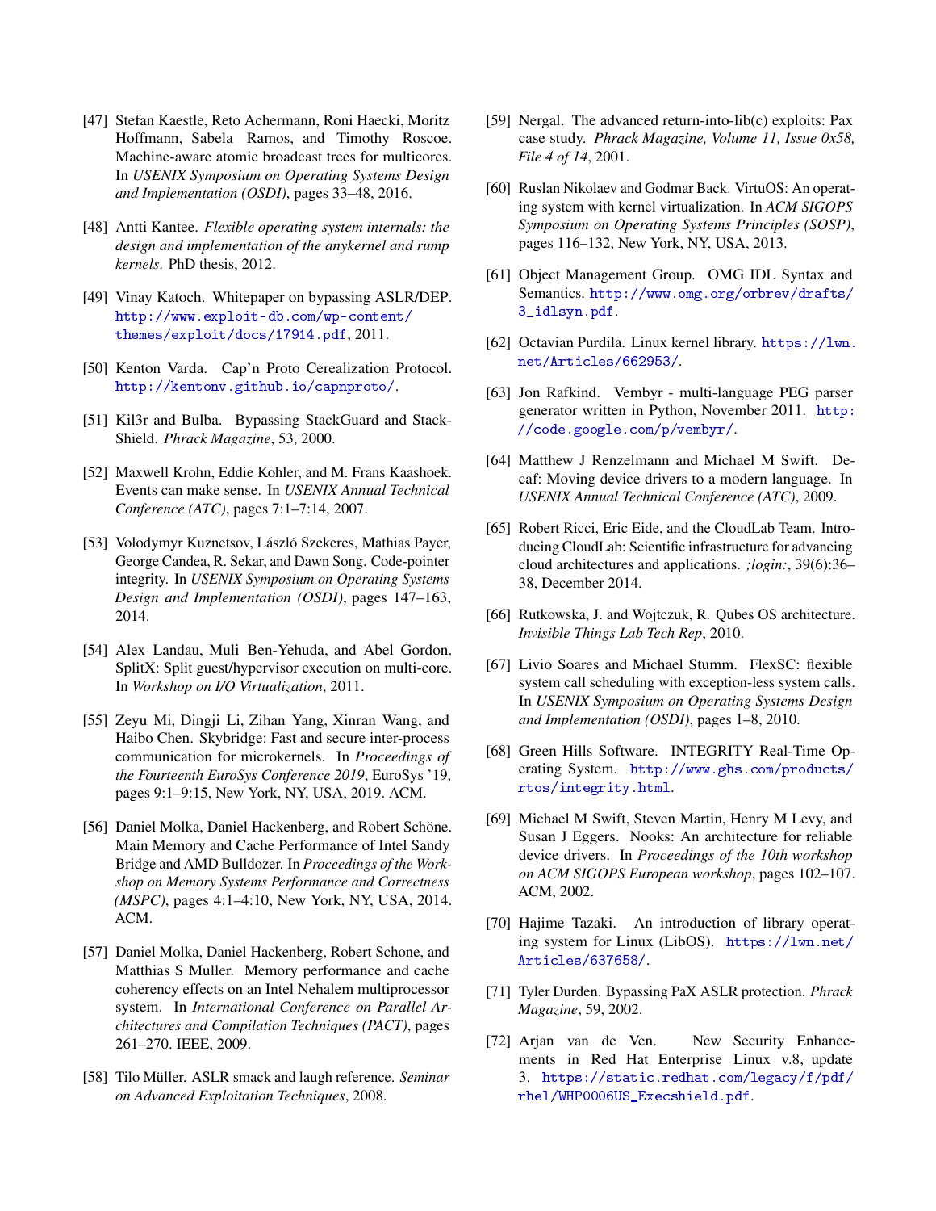[47] Stefan Kaestle, Reto Achermann, Roni Haecki, Moritz Hoffmann, Sabela Ramos, and Timothy Roscoe. Machine-aware atomic broadcast trees for multicores. In *USENIX Symposium on Operating Systems Design and Implementation (OSDI)*, pages 33–48, 2016.

[48] Antti Kantee. *Flexible operating system internals: the design and implementation of the anykernel and rump kernels*. PhD thesis, 2012.

[49] Vinay Katoch. Whitepaper on bypassing ASLR/DEP. http://www.exploit-db.com/wp-content/themes/exploit/docs/17914.pdf, 2011.

[50] Kenton Varda. Cap'n Proto Cerealization Protocol. http://kentonv.github.io/capnproto/.

[51] Kil3r and Bulba. Bypassing StackGuard and StackShield. *Phrack Magazine*, 53, 2000.

[52] Maxwell Krohn, Eddie Kohler, and M. Frans Kaashoek. Events can make sense. In *USENIX Annual Technical Conference (ATC)*, pages 7:1–7:14, 2007.

[53] Volodymyr Kuznetsov, László Szekeres, Mathias Payer, George Candea, R. Sekar, and Dawn Song. Code-pointer integrity. In *USENIX Symposium on Operating Systems Design and Implementation (OSDI)*, pages 147–163, 2014.

[54] Alex Landau, Muli Ben-Yehuda, and Abel Gordon. SplitX: Split guest/hypervisor execution on multi-core. In *Workshop on I/O Virtualization*, 2011.

[55] Zeyu Mi, Dingji Li, Zihan Yang, Xinran Wang, and Haibo Chen. Skybridge: Fast and secure inter-process communication for microkernels. In *Proceedings of the Fourteenth EuroSys Conference 2019*, EuroSys '19, pages 9:1–9:15, New York, NY, USA, 2019. ACM.

[56] Daniel Molka, Daniel Hackenberg, and Robert Schöne. Main Memory and Cache Performance of Intel Sandy Bridge and AMD Bulldozer. In *Proceedings of the Workshop on Memory Systems Performance and Correctness (MSPC)*, pages 4:1–4:10, New York, NY, USA, 2014. ACM.

[57] Daniel Molka, Daniel Hackenberg, Robert Schone, and Matthias S Muller. Memory performance and cache coherency effects on an Intel Nehalem multiprocessor system. In *International Conference on Parallel Architectures and Compilation Techniques (PACT)*, pages 261–270. IEEE, 2009.

[58] Tilo Müller. ASLR smack and laugh reference. *Seminar on Advanced Exploitation Techniques*, 2008.

[59] Nergal. The advanced return-into-lib(c) exploits: Pax case study. *Phrack Magazine, Volume 11, Issue 0x58, File 4 of 14*, 2001.

[60] Ruslan Nikolaev and Godmar Back. VirtuOS: An operating system with kernel virtualization. In *ACM SIGOPS Symposium on Operating Systems Principles (SOSP)*, pages 116–132, New York, NY, USA, 2013.

[61] Object Management Group. OMG IDL Syntax and Semantics. http://www.omg.org/orbrev/drafts/3_idlsyn.pdf.

[62] Octavian Purdila. Linux kernel library. https://lwn.net/Articles/662953/.

[63] Jon Rafkind. Vembyr - multi-language PEG parser generator written in Python, November 2011. http://code.google.com/p/vembyr/.

[64] Matthew J Renzelmann and Michael M Swift. Decaf: Moving device drivers to a modern language. In *USENIX Annual Technical Conference (ATC)*, 2009.

[65] Robert Ricci, Eric Eide, and the CloudLab Team. Introducing CloudLab: Scientific infrastructure for advancing cloud architectures and applications. *;login:*, 39(6):36–38, December 2014.

[66] Rutkowska, J. and Wojtczuk, R. Qubes OS architecture. *Invisible Things Lab Tech Rep*, 2010.

[67] Livio Soares and Michael Stumm. FlexSC: flexible system call scheduling with exception-less system calls. In *USENIX Symposium on Operating Systems Design and Implementation (OSDI)*, pages 1–8, 2010.

[68] Green Hills Software. INTEGRITY Real-Time Operating System. http://www.ghs.com/products/rtos/integrity.html.

[69] Michael M Swift, Steven Martin, Henry M Levy, and Susan J Eggers. Nooks: An architecture for reliable device drivers. In *Proceedings of the 10th workshop on ACM SIGOPS European workshop*, pages 102–107. ACM, 2002.

[70] Hajime Tazaki. An introduction of library operating system for Linux (LibOS). https://lwn.net/Articles/637658/.

[71] Tyler Durden. Bypassing PaX ASLR protection. *Phrack Magazine*, 59, 2002.

[72] Arjan van de Ven. New Security Enhancements in Red Hat Enterprise Linux v.8, update 3. https://static.redhat.com/legacy/f/pdf/rhel/WHP0006US_Execshield.pdf.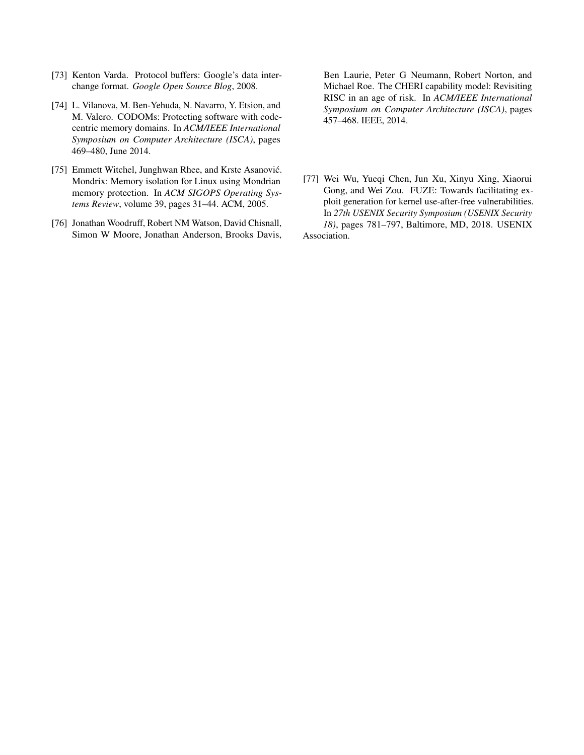[73] Kenton Varda. Protocol buffers: Google's data interchange format. *Google Open Source Blog*, 2008.

[74] L. Vilanova, M. Ben-Yehuda, N. Navarro, Y. Etsion, and M. Valero. CODOMs: Protecting software with code-centric memory domains. In *ACM/IEEE International Symposium on Computer Architecture (ISCA)*, pages 469–480, June 2014.

[75] Emmett Witchel, Junghwan Rhee, and Krste Asanović. Mondrix: Memory isolation for Linux using Mondrian memory protection. In *ACM SIGOPS Operating Systems Review*, volume 39, pages 31–44. ACM, 2005.

[76] Jonathan Woodruff, Robert NM Watson, David Chisnall, Simon W Moore, Jonathan Anderson, Brooks Davis, Ben Laurie, Peter G Neumann, Robert Norton, and Michael Roe. The CHERI capability model: Revisiting RISC in an age of risk. In *ACM/IEEE International Symposium on Computer Architecture (ISCA)*, pages 457–468. IEEE, 2014.

[77] Wei Wu, Yueqi Chen, Jun Xu, Xinyu Xing, Xiaorui Gong, and Wei Zou. FUZE: Towards facilitating exploit generation for kernel use-after-free vulnerabilities. In *27th USENIX Security Symposium (USENIX Security 18)*, pages 781–797, Baltimore, MD, 2018. USENIX Association.